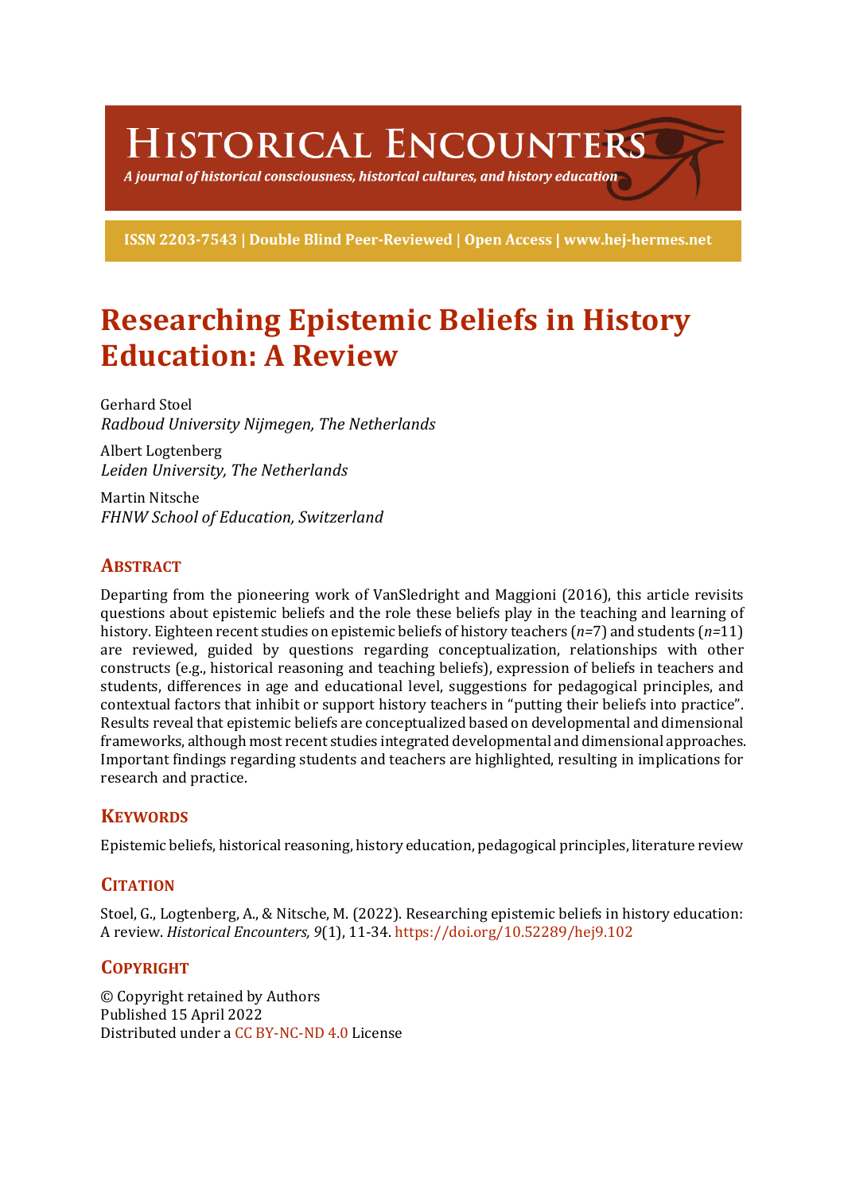# Historical Encounters

*A journal of historical consciousness, historical cultures, and history education*

**ISSN 2203-7543 | Double Blind Peer-Reviewed | Open Access | www.hej-hermes.net**

# Researching Epistemic Beliefs in History Education: A Review

Gerhard Stoel
*Radboud University Nijmegen, The Netherlands*

Albert Logtenberg
*Leiden University, The Netherlands*

Martin Nitsche
*FHNW School of Education, Switzerland*

## Abstract

Departing from the pioneering work of VanSledright and Maggioni (2016), this article revisits questions about epistemic beliefs and the role these beliefs play in the teaching and learning of history. Eighteen recent studies on epistemic beliefs of history teachers (*n*=7) and students (*n*=11) are reviewed, guided by questions regarding conceptualization, relationships with other constructs (e.g., historical reasoning and teaching beliefs), expression of beliefs in teachers and students, differences in age and educational level, suggestions for pedagogical principles, and contextual factors that inhibit or support history teachers in "putting their beliefs into practice". Results reveal that epistemic beliefs are conceptualized based on developmental and dimensional frameworks, although most recent studies integrated developmental and dimensional approaches. Important findings regarding students and teachers are highlighted, resulting in implications for research and practice.

## Keywords

Epistemic beliefs, historical reasoning, history education, pedagogical principles, literature review

## Citation

Stoel, G., Logtenberg, A., & Nitsche, M. (2022). Researching epistemic beliefs in history education: A review. *Historical Encounters, 9*(1), 11-34. https://doi.org/10.52289/hej9.102

## Copyright

© Copyright retained by Authors
Published 15 April 2022
Distributed under a CC BY-NC-ND 4.0 License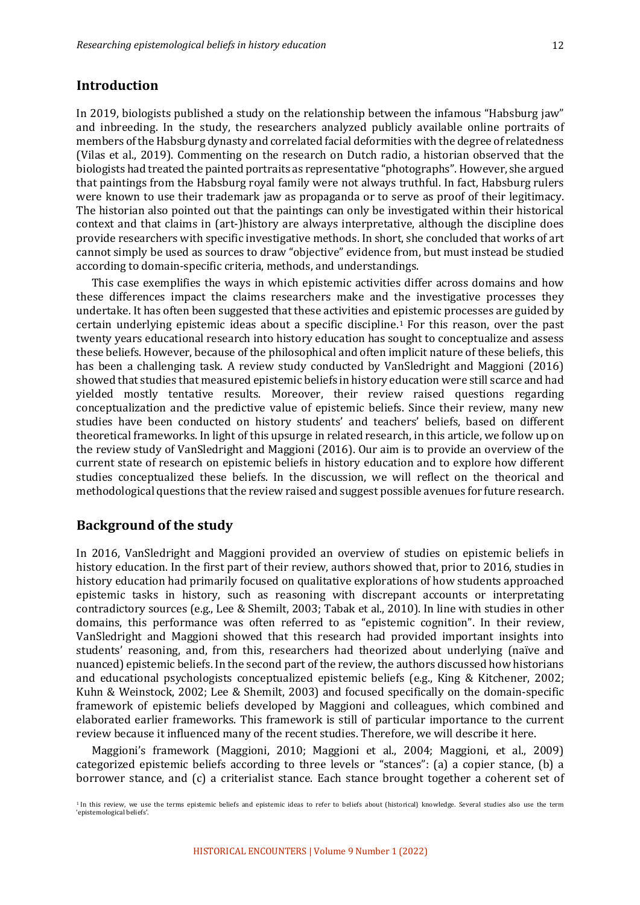## Introduction

In 2019, biologists published a study on the relationship between the infamous "Habsburg jaw" and inbreeding. In the study, the researchers analyzed publicly available online portraits of members of the Habsburg dynasty and correlated facial deformities with the degree of relatedness (Vilas et al., 2019). Commenting on the research on Dutch radio, a historian observed that the biologists had treated the painted portraits as representative "photographs". However, she argued that paintings from the Habsburg royal family were not always truthful. In fact, Habsburg rulers were known to use their trademark jaw as propaganda or to serve as proof of their legitimacy. The historian also pointed out that the paintings can only be investigated within their historical context and that claims in (art-)history are always interpretative, although the discipline does provide researchers with specific investigative methods. In short, she concluded that works of art cannot simply be used as sources to draw "objective" evidence from, but must instead be studied according to domain-specific criteria, methods, and understandings.

This case exemplifies the ways in which epistemic activities differ across domains and how these differences impact the claims researchers make and the investigative processes they undertake. It has often been suggested that these activities and epistemic processes are guided by certain underlying epistemic ideas about a specific discipline.[1] For this reason, over the past twenty years educational research into history education has sought to conceptualize and assess these beliefs. However, because of the philosophical and often implicit nature of these beliefs, this has been a challenging task. A review study conducted by VanSledright and Maggioni (2016) showed that studies that measured epistemic beliefs in history education were still scarce and had yielded mostly tentative results. Moreover, their review raised questions regarding conceptualization and the predictive value of epistemic beliefs. Since their review, many new studies have been conducted on history students' and teachers' beliefs, based on different theoretical frameworks. In light of this upsurge in related research, in this article, we follow up on the review study of VanSledright and Maggioni (2016). Our aim is to provide an overview of the current state of research on epistemic beliefs in history education and to explore how different studies conceptualized these beliefs. In the discussion, we will reflect on the theorical and methodological questions that the review raised and suggest possible avenues for future research.

## Background of the study

In 2016, VanSledright and Maggioni provided an overview of studies on epistemic beliefs in history education. In the first part of their review, authors showed that, prior to 2016, studies in history education had primarily focused on qualitative explorations of how students approached epistemic tasks in history, such as reasoning with discrepant accounts or interpreting contradictory sources (e.g., Lee & Shemilt, 2003; Tabak et al., 2010). In line with studies in other domains, this performance was often referred to as "epistemic cognition". In their review, VanSledright and Maggioni showed that this research had provided important insights into students' reasoning, and, from this, researchers had theorized about underlying (naïve and nuanced) epistemic beliefs. In the second part of the review, the authors discussed how historians and educational psychologists conceptualized epistemic beliefs (e.g., King & Kitchener, 2002; Kuhn & Weinstock, 2002; Lee & Shemilt, 2003) and focused specifically on the domain-specific framework of epistemic beliefs developed by Maggioni and colleagues, which combined and elaborated earlier frameworks. This framework is still of particular importance to the current review because it influenced many of the recent studies. Therefore, we will describe it here.

Maggioni's framework (Maggioni, 2010; Maggioni et al., 2004; Maggioni, et al., 2009) categorized epistemic beliefs according to three levels or "stances": (a) a copier stance, (b) a borrower stance, and (c) a criterialist stance. Each stance brought together a coherent set of

[1] In this review, we use the terms epistemic beliefs and epistemic ideas to refer to beliefs about (historical) knowledge. Several studies also use the term 'epistemological beliefs'.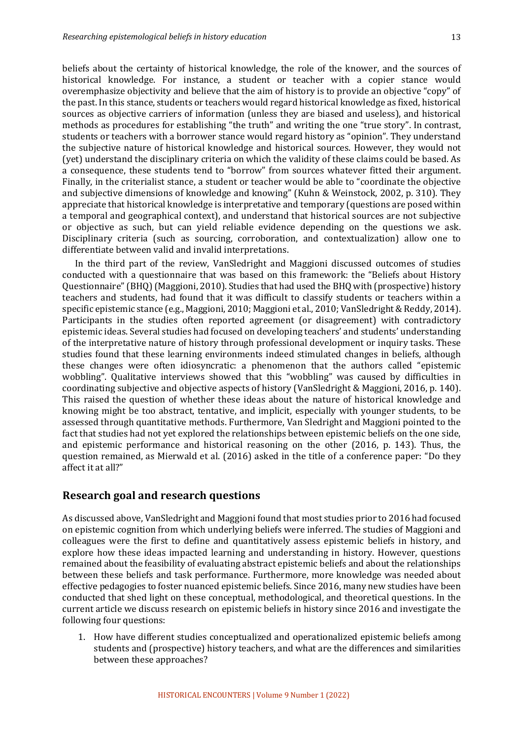beliefs about the certainty of historical knowledge, the role of the knower, and the sources of historical knowledge. For instance, a student or teacher with a copier stance would overemphasize objectivity and believe that the aim of history is to provide an objective "copy" of the past. In this stance, students or teachers would regard historical knowledge as fixed, historical sources as objective carriers of information (unless they are biased and useless), and historical methods as procedures for establishing "the truth" and writing the one "true story". In contrast, students or teachers with a borrower stance would regard history as "opinion". They understand the subjective nature of historical knowledge and historical sources. However, they would not (yet) understand the disciplinary criteria on which the validity of these claims could be based. As a consequence, these students tend to "borrow" from sources whatever fitted their argument. Finally, in the criterialist stance, a student or teacher would be able to "coordinate the objective and subjective dimensions of knowledge and knowing" (Kuhn & Weinstock, 2002, p. 310). They appreciate that historical knowledge is interpretative and temporary (questions are posed within a temporal and geographical context), and understand that historical sources are not subjective or objective as such, but can yield reliable evidence depending on the questions we ask. Disciplinary criteria (such as sourcing, corroboration, and contextualization) allow one to differentiate between valid and invalid interpretations.

In the third part of the review, VanSledright and Maggioni discussed outcomes of studies conducted with a questionnaire that was based on this framework: the "Beliefs about History Questionnaire" (BHQ) (Maggioni, 2010). Studies that had used the BHQ with (prospective) history teachers and students, had found that it was difficult to classify students or teachers within a specific epistemic stance (e.g., Maggioni, 2010; Maggioni et al., 2010; VanSledright & Reddy, 2014). Participants in the studies often reported agreement (or disagreement) with contradictory epistemic ideas. Several studies had focused on developing teachers' and students' understanding of the interpretative nature of history through professional development or inquiry tasks. These studies found that these learning environments indeed stimulated changes in beliefs, although these changes were often idiosyncratic: a phenomenon that the authors called "epistemic wobbling". Qualitative interviews showed that this "wobbling" was caused by difficulties in coordinating subjective and objective aspects of history (VanSledright & Maggioni, 2016, p. 140). This raised the question of whether these ideas about the nature of historical knowledge and knowing might be too abstract, tentative, and implicit, especially with younger students, to be assessed through quantitative methods. Furthermore, Van Sledright and Maggioni pointed to the fact that studies had not yet explored the relationships between epistemic beliefs on the one side, and epistemic performance and historical reasoning on the other (2016, p. 143). Thus, the question remained, as Mierwald et al. (2016) asked in the title of a conference paper: "Do they affect it at all?"

## Research goal and research questions

As discussed above, VanSledright and Maggioni found that most studies prior to 2016 had focused on epistemic cognition from which underlying beliefs were inferred. The studies of Maggioni and colleagues were the first to define and quantitatively assess epistemic beliefs in history, and explore how these ideas impacted learning and understanding in history. However, questions remained about the feasibility of evaluating abstract epistemic beliefs and about the relationships between these beliefs and task performance. Furthermore, more knowledge was needed about effective pedagogies to foster nuanced epistemic beliefs. Since 2016, many new studies have been conducted that shed light on these conceptual, methodological, and theoretical questions. In the current article we discuss research on epistemic beliefs in history since 2016 and investigate the following four questions:

1. How have different studies conceptualized and operationalized epistemic beliefs among students and (prospective) history teachers, and what are the differences and similarities between these approaches?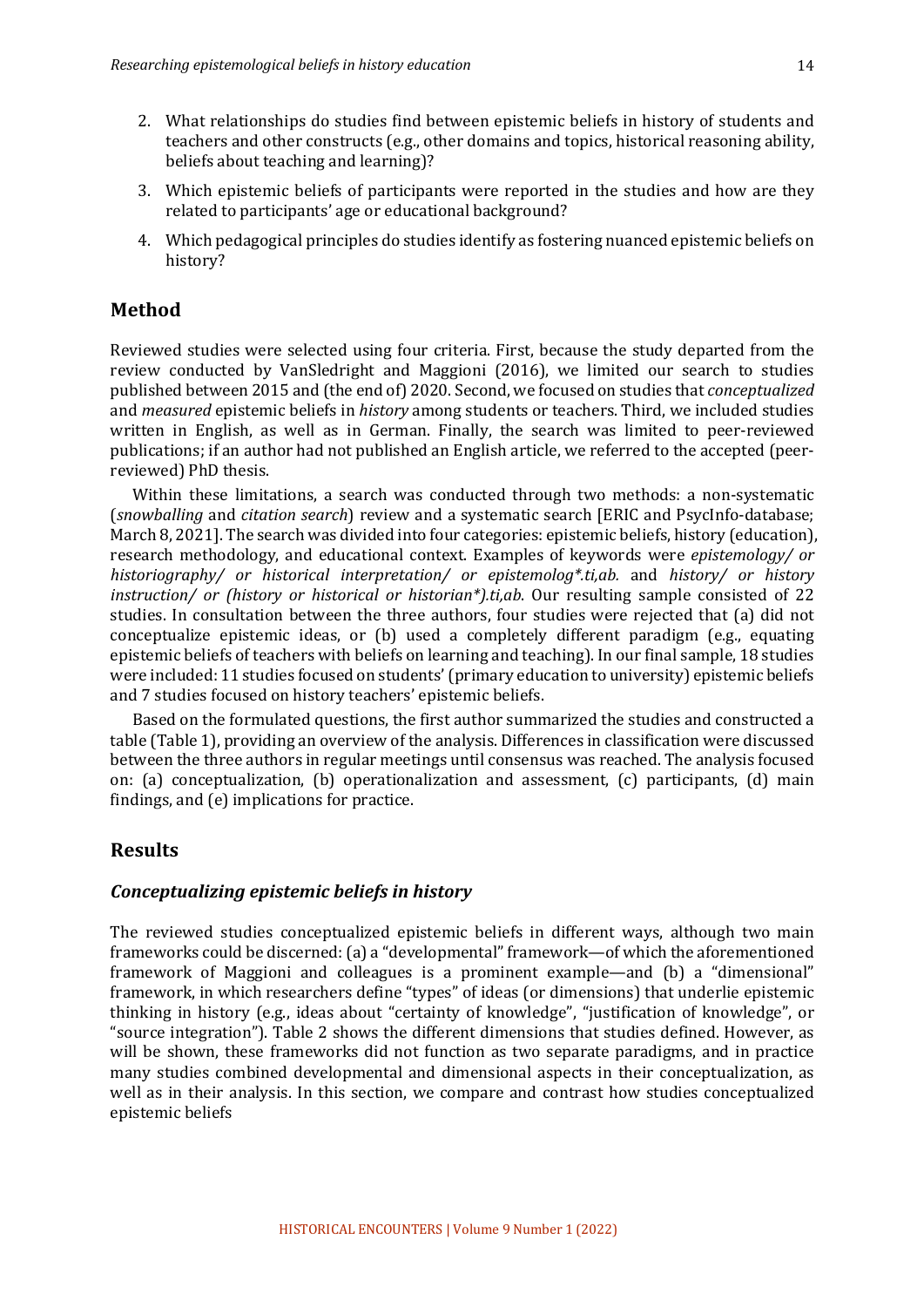2. What relationships do studies find between epistemic beliefs in history of students and teachers and other constructs (e.g., other domains and topics, historical reasoning ability, beliefs about teaching and learning)?
3. Which epistemic beliefs of participants were reported in the studies and how are they related to participants' age or educational background?
4. Which pedagogical principles do studies identify as fostering nuanced epistemic beliefs on history?

## Method

Reviewed studies were selected using four criteria. First, because the study departed from the review conducted by VanSledright and Maggioni (2016), we limited our search to studies published between 2015 and (the end of) 2020. Second, we focused on studies that *conceptualized* and *measured* epistemic beliefs in *history* among students or teachers. Third, we included studies written in English, as well as in German. Finally, the search was limited to peer-reviewed publications; if an author had not published an English article, we referred to the accepted (peer-reviewed) PhD thesis.

Within these limitations, a search was conducted through two methods: a non-systematic (*snowballing* and *citation search*) review and a systematic search [ERIC and PsycInfo-database; March 8, 2021]. The search was divided into four categories: epistemic beliefs, history (education), research methodology, and educational context. Examples of keywords were *epistemology/ or historiography/ or historical interpretation/ or epistemolog*.ti,ab.* and *history/ or history instruction/ or (history or historical or historian*).ti,ab*. Our resulting sample consisted of 22 studies. In consultation between the three authors, four studies were rejected that (a) did not conceptualize epistemic ideas, or (b) used a completely different paradigm (e.g., equating epistemic beliefs of teachers with beliefs on learning and teaching). In our final sample, 18 studies were included: 11 studies focused on students' (primary education to university) epistemic beliefs and 7 studies focused on history teachers' epistemic beliefs.

Based on the formulated questions, the first author summarized the studies and constructed a table (Table 1), providing an overview of the analysis. Differences in classification were discussed between the three authors in regular meetings until consensus was reached. The analysis focused on: (a) conceptualization, (b) operationalization and assessment, (c) participants, (d) main findings, and (e) implications for practice.

## Results

### *Conceptualizing epistemic beliefs in history*

The reviewed studies conceptualized epistemic beliefs in different ways, although two main frameworks could be discerned: (a) a "developmental" framework—of which the aforementioned framework of Maggioni and colleagues is a prominent example—and (b) a "dimensional" framework, in which researchers define "types" of ideas (or dimensions) that underlie epistemic thinking in history (e.g., ideas about "certainty of knowledge", "justification of knowledge", or "source integration"). Table 2 shows the different dimensions that studies defined. However, as will be shown, these frameworks did not function as two separate paradigms, and in practice many studies combined developmental and dimensional aspects in their conceptualization, as well as in their analysis. In this section, we compare and contrast how studies conceptualized epistemic beliefs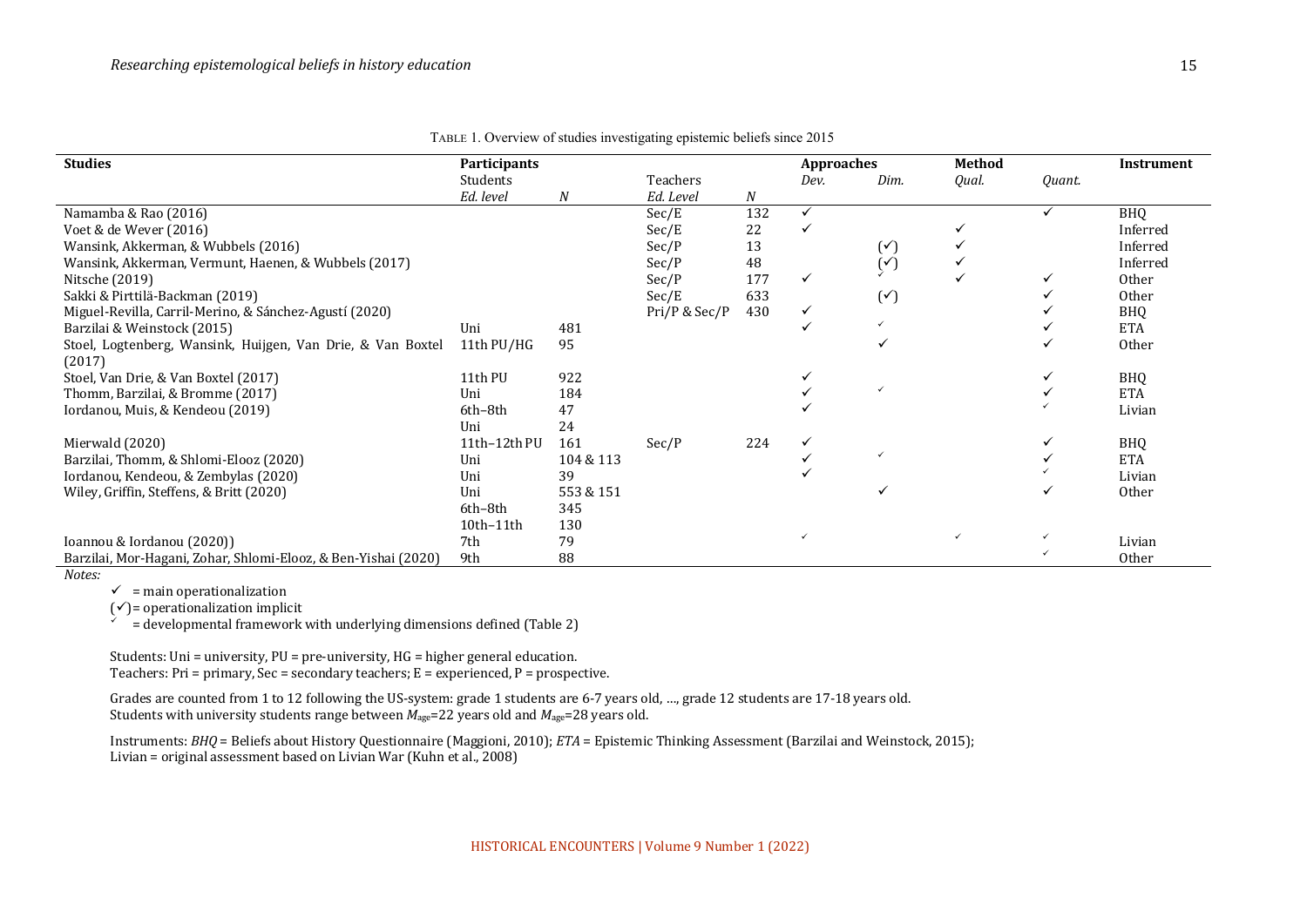TABLE 1. Overview of studies investigating epistemic beliefs since 2015

| **Studies** | **Participants** | | | | **Approaches** | | **Method** | | **Instrument** |
|---|---|---|---|---|---|---|---|---|---|
| | Students | | Teachers | | *Dev.* | *Dim.* | *Qual.* | *Quant.* | |
| | *Ed. level* | *N* | *Ed. Level* | *N* | | | | | |
| Namamba & Rao (2016) | | | Sec/E | 132 | ✓ | | | ✓ | BHQ |
| Voet & de Wever (2016) | | | Sec/E | 22 | ✓ | | ✓ | | Inferred |
| Wansink, Akkerman, & Wubbels (2016) | | | Sec/P | 13 | | (✓) | ✓ | | Inferred |
| Wansink, Akkerman, Vermunt, Haenen, & Wubbels (2017) | | | Sec/P | 48 | | (✓) | ✓ | | Inferred |
| Nitsche (2019) | | | Sec/P | 177 | ✓ | ✓ | ✓ | ✓ | Other |
| Sakki & Pirttilä-Backman (2019) | | | Sec/E | 633 | | (✓) | | ✓ | Other |
| Miguel-Revilla, Carril-Merino, & Sánchez-Agustí (2020) | | | Pri/P & Sec/P | 430 | ✓ | | | ✓ | BHQ |
| Barzilai & Weinstock (2015) | Uni | 481 | | | ✓ | ✓ | | ✓ | ETA |
| Stoel, Logtenberg, Wansink, Huijgen, Van Drie, & Van Boxtel (2017) | 11th PU/HG | 95 | | | | ✓ | | ✓ | Other |
| Stoel, Van Drie, & Van Boxtel (2017) | 11th PU | 922 | | | ✓ | | | ✓ | BHQ |
| Thomm, Barzilai, & Bromme (2017) | Uni | 184 | | | ✓ | ✓ | | ✓ | ETA |
| Iordanou, Muis, & Kendeou (2019) | 6th–8th | 47 | | | ✓ | | | ✓ | Livian |
| | Uni | 24 | | | | | | | |
| Mierwald (2020) | 11th–12th PU | 161 | Sec/P | 224 | ✓ | | | ✓ | BHQ |
| Barzilai, Thomm, & Shlomi-Elooz (2020) | Uni | 104 & 113 | | | ✓ | ✓ | | ✓ | ETA |
| Iordanou, Kendeou, & Zembylas (2020) | Uni | 39 | | | ✓ | | | ✓ | Livian |
| Wiley, Griffin, Steffens, & Britt (2020) | Uni | 553 & 151 | | | | ✓ | | ✓ | Other |
| | 6th–8th | 345 | | | | | | | |
| | 10th–11th | 130 | | | | | | | |
| Ioannou & Iordanou (2020)) | 7th | 79 | | | ✓ | | ✓ | ✓ | Livian |
| Barzilai, Mor-Hagani, Zohar, Shlomi-Elooz, & Ben-Yishai (2020) | 9th | 88 | | | | | | ✓ | Other |

*Notes:*

✓ = main operationalization
(✓) = operationalization implicit
✓ (small) = developmental framework with underlying dimensions defined (Table 2)

Students: Uni = university, PU = pre-university, HG = higher general education.
Teachers: Pri = primary, Sec = secondary teachers; E = experienced, P = prospective.

Grades are counted from 1 to 12 following the US-system: grade 1 students are 6-7 years old, …, grade 12 students are 17-18 years old.
Students with university students range between $M_{age}$=22 years old and $M_{age}$=28 years old.

Instruments: *BHQ* = Beliefs about History Questionnaire (Maggioni, 2010); *ETA* = Epistemic Thinking Assessment (Barzilai and Weinstock, 2015);
Livian = original assessment based on Livian War (Kuhn et al., 2008)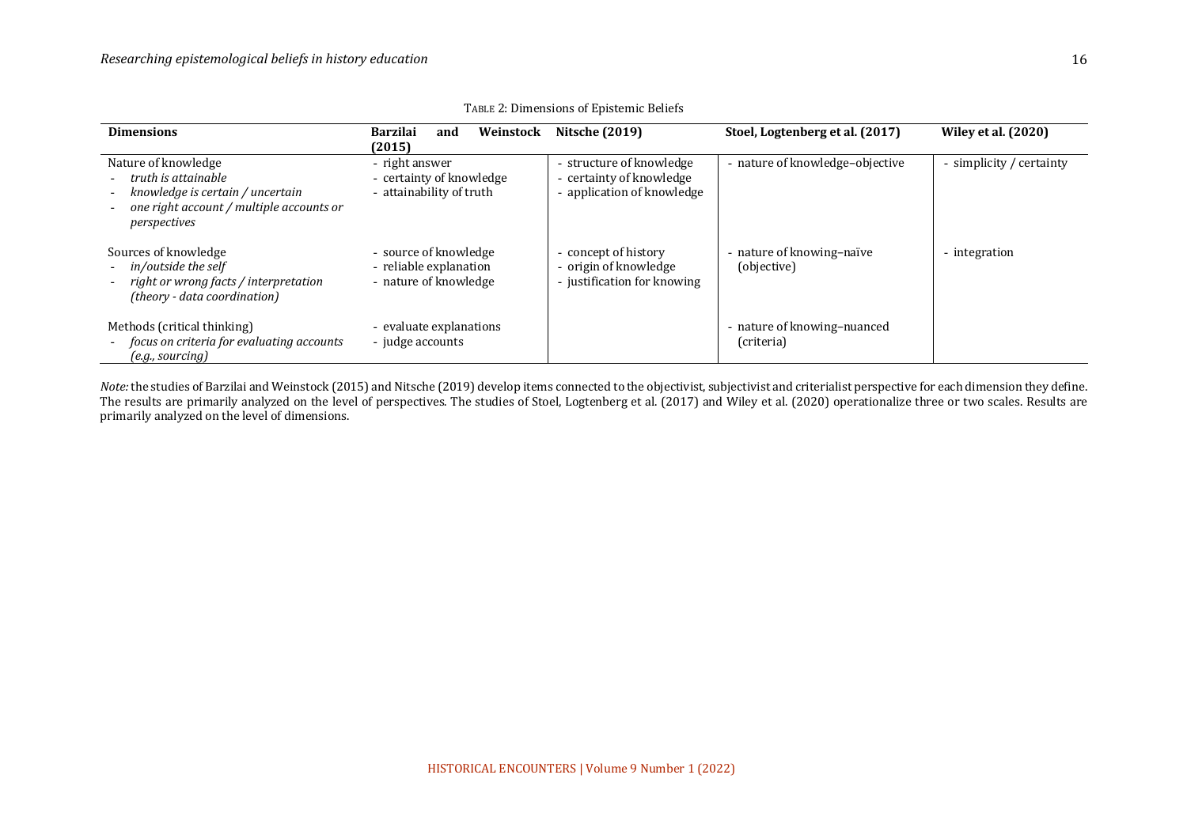TABLE 2: Dimensions of Epistemic Beliefs

| Dimensions | Barzilai and Weinstock (2015) | Nitsche (2019) | Stoel, Logtenberg et al. (2017) | Wiley et al. (2020) |
|---|---|---|---|---|
| Nature of knowledge<br>- *truth is attainable*<br>- *knowledge is certain / uncertain*<br>- *one right account / multiple accounts or perspectives* | - right answer<br>- certainty of knowledge<br>- attainability of truth | - structure of knowledge<br>- certainty of knowledge<br>- application of knowledge | - nature of knowledge–objective | - simplicity / certainty |
| Sources of knowledge<br>- *in/outside the self*<br>- *right or wrong facts / interpretation (theory - data coordination)* | - source of knowledge<br>- reliable explanation<br>- nature of knowledge | - concept of history<br>- origin of knowledge<br>- justification for knowing | - nature of knowing–naïve (objective) | - integration |
| Methods (critical thinking)<br>- *focus on criteria for evaluating accounts (e.g., sourcing)* | - evaluate explanations<br>- judge accounts | | - nature of knowing–nuanced (criteria) | |

*Note:* the studies of Barzilai and Weinstock (2015) and Nitsche (2019) develop items connected to the objectivist, subjectivist and criterialist perspective for each dimension they define. The results are primarily analyzed on the level of perspectives. The studies of Stoel, Logtenberg et al. (2017) and Wiley et al. (2020) operationalize three or two scales. Results are primarily analyzed on the level of dimensions.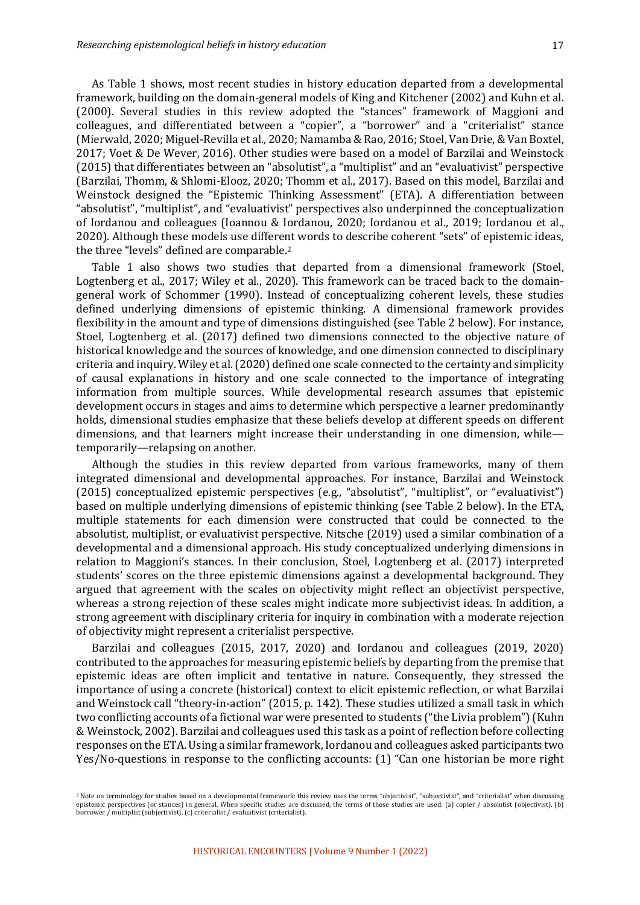As Table 1 shows, most recent studies in history education departed from a developmental framework, building on the domain-general models of King and Kitchener (2002) and Kuhn et al. (2000). Several studies in this review adopted the "stances" framework of Maggioni and colleagues, and differentiated between a "copier", a "borrower" and a "criterialist" stance (Mierwald, 2020; Miguel-Revilla et al., 2020; Namamba & Rao, 2016; Stoel, Van Drie, & Van Boxtel, 2017; Voet & De Wever, 2016). Other studies were based on a model of Barzilai and Weinstock (2015) that differentiates between an "absolutist", a "multiplist" and an "evaluativist" perspective (Barzilai, Thomm, & Shlomi-Elooz, 2020; Thomm et al., 2017). Based on this model, Barzilai and Weinstock designed the "Epistemic Thinking Assessment" (ETA). A differentiation between "absolutist", "multiplist", and "evaluativist" perspectives also underpinned the conceptualization of Iordanou and colleagues (Ioannou & Iordanou, 2020; Iordanou et al., 2019; Iordanou et al., 2020). Although these models use different words to describe coherent "sets" of epistemic ideas, the three "levels" defined are comparable.[2]

Table 1 also shows two studies that departed from a dimensional framework (Stoel, Logtenberg et al., 2017; Wiley et al., 2020). This framework can be traced back to the domain-general work of Schommer (1990). Instead of conceptualizing coherent levels, these studies defined underlying dimensions of epistemic thinking. A dimensional framework provides flexibility in the amount and type of dimensions distinguished (see Table 2 below). For instance, Stoel, Logtenberg et al. (2017) defined two dimensions connected to the objective nature of historical knowledge and the sources of knowledge, and one dimension connected to disciplinary criteria and inquiry. Wiley et al. (2020) defined one scale connected to the certainty and simplicity of causal explanations in history and one scale connected to the importance of integrating information from multiple sources. While developmental research assumes that epistemic development occurs in stages and aims to determine which perspective a learner predominantly holds, dimensional studies emphasize that these beliefs develop at different speeds on different dimensions, and that learners might increase their understanding in one dimension, while—temporarily—relapsing on another.

Although the studies in this review departed from various frameworks, many of them integrated dimensional and developmental approaches. For instance, Barzilai and Weinstock (2015) conceptualized epistemic perspectives (e.g., "absolutist", "multiplist", or "evaluativist") based on multiple underlying dimensions of epistemic thinking (see Table 2 below). In the ETA, multiple statements for each dimension were constructed that could be connected to the absolutist, multiplist, or evaluativist perspective. Nitsche (2019) used a similar combination of a developmental and a dimensional approach. His study conceptualized underlying dimensions in relation to Maggioni's stances. In their conclusion, Stoel, Logtenberg et al. (2017) interpreted students' scores on the three epistemic dimensions against a developmental background. They argued that agreement with the scales on objectivity might reflect an objectivist perspective, whereas a strong rejection of these scales might indicate more subjectivist ideas. In addition, a strong agreement with disciplinary criteria for inquiry in combination with a moderate rejection of objectivity might represent a criterialist perspective.

Barzilai and colleagues (2015, 2017, 2020) and Iordanou and colleagues (2019, 2020) contributed to the approaches for measuring epistemic beliefs by departing from the premise that epistemic ideas are often implicit and tentative in nature. Consequently, they stressed the importance of using a concrete (historical) context to elicit epistemic reflection, or what Barzilai and Weinstock call "theory-in-action" (2015, p. 142). These studies utilized a small task in which two conflicting accounts of a fictional war were presented to students ("the Livia problem") (Kuhn & Weinstock, 2002). Barzilai and colleagues used this task as a point of reflection before collecting responses on the ETA. Using a similar framework, Iordanou and colleagues asked participants two Yes/No-questions in response to the conflicting accounts: (1) "Can one historian be more right

[2] Note on terminology for studies based on a developmental framework: this review uses the terms "objectivist", "subjectivist", and "criterialist" when discussing epistemic perspectives (or stances) in general. When specific studies are discussed, the terms of those studies are used: (a) copier / absolutist (objectivist), (b) borrower / multiplist (subjectivist), (c) criterialist / evaluativist (criterialist).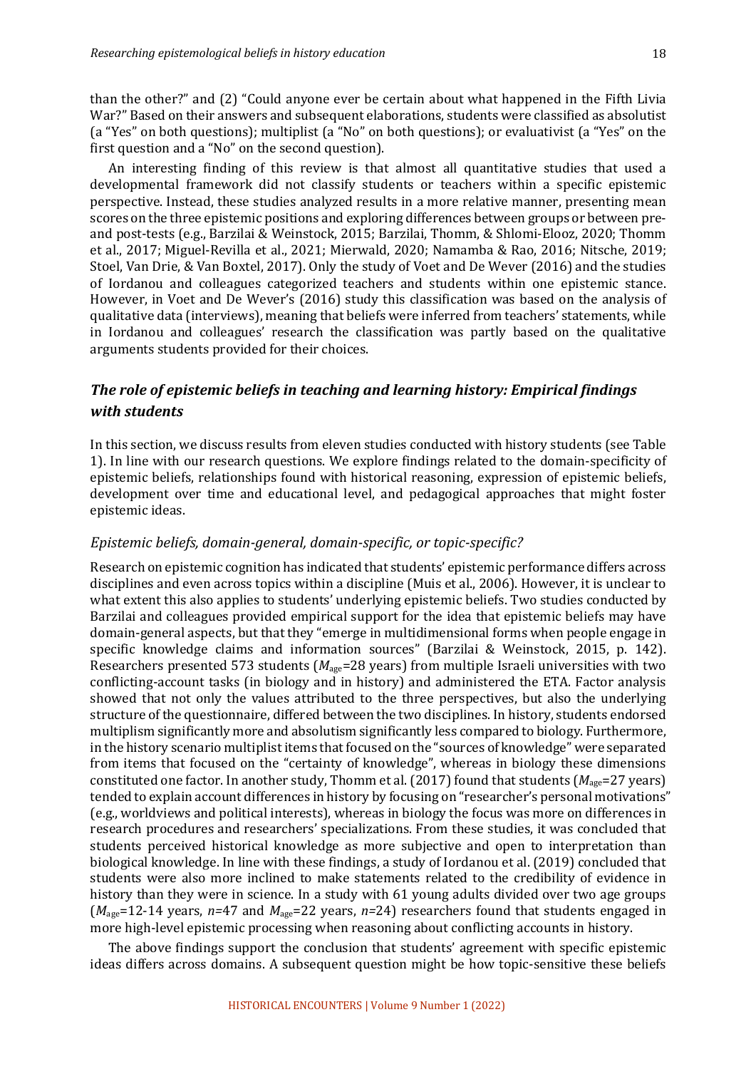than the other?" and (2) "Could anyone ever be certain about what happened in the Fifth Livia War?" Based on their answers and subsequent elaborations, students were classified as absolutist ("Yes" on both questions); multiplist (a "No" on both questions); or evaluativist (a "Yes" on the first question and a "No" on the second question).

An interesting finding of this review is that almost all quantitative studies that used a developmental framework did not classify students or teachers within a specific epistemic perspective. Instead, these studies analyzed results in a more relative manner, presenting mean scores on the three epistemic positions and exploring differences between groups or between pre- and post-tests (e.g., Barzilai & Weinstock, 2015; Barzilai, Thomm, & Shlomi-Elooz, 2020; Thomm et al., 2017; Miguel-Revilla et al., 2021; Mierwald, 2020; Namamba & Rao, 2016; Nitsche, 2019; Stoel, Van Drie, & Van Boxtel, 2017). Only the study of Voet and De Wever (2016) and the studies of Iordanou and colleagues categorized teachers and students within one epistemic stance. However, in Voet and De Wever's (2016) study this classification was based on the analysis of qualitative data (interviews), meaning that beliefs were inferred from teachers' statements, while in Iordanou and colleagues' research the classification was partly based on the qualitative arguments students provided for their choices.

## *The role of epistemic beliefs in teaching and learning history: Empirical findings with students*

In this section, we discuss results from eleven studies conducted with history students (see Table 1). In line with our research questions. We explore findings related to the domain-specificity of epistemic beliefs, relationships found with historical reasoning, expression of epistemic beliefs, development over time and educational level, and pedagogical approaches that might foster epistemic ideas.

### *Epistemic beliefs, domain-general, domain-specific, or topic-specific?*

Research on epistemic cognition has indicated that students' epistemic performance differs across disciplines and even across topics within a discipline (Muis et al., 2006). However, it is unclear to what extent this also applies to students' underlying epistemic beliefs. Two studies conducted by Barzilai and colleagues provided empirical support for the idea that epistemic beliefs may have domain-general aspects, but that they "emerge in multidimensional forms when people engage in specific knowledge claims and information sources" (Barzilai & Weinstock, 2015, p. 142). Researchers presented 573 students ($M_{age}$=28 years) from multiple Israeli universities with two conflicting-account tasks (in biology and in history) and administered the ETA. Factor analysis showed that not only the values attributed to the three perspectives, but also the underlying structure of the questionnaire, differed between the two disciplines. In history, students endorsed multiplism significantly more and absolutism significantly less compared to biology. Furthermore, in the history scenario multiplist items that focused on the "sources of knowledge" were separated from items that focused on the "certainty of knowledge", whereas in biology these dimensions constituted one factor. In another study, Thomm et al. (2017) found that students ($M_{age}$=27 years) tended to explain account differences in history by focusing on "researcher's personal motivations" (e.g., worldviews and political interests), whereas in biology the focus was more on differences in research procedures and researchers' specializations. From these studies, it was concluded that students perceived historical knowledge as more subjective and open to interpretation than biological knowledge. In line with these findings, a study of Iordanou et al. (2019) concluded that students were also more inclined to make statements related to the credibility of evidence in history than they were in science. In a study with 61 young adults divided over two age groups ($M_{age}$=12-14 years, $n$=47 and $M_{age}$=22 years, $n$=24) researchers found that students engaged in more high-level epistemic processing when reasoning about conflicting accounts in history.

The above findings support the conclusion that students' agreement with specific epistemic ideas differs across domains. A subsequent question might be how topic-sensitive these beliefs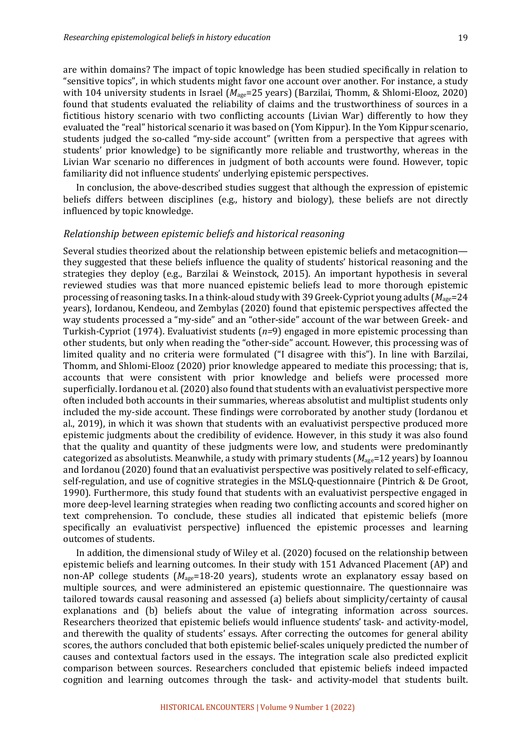are within domains? The impact of topic knowledge has been studied specifically in relation to "sensitive topics", in which students might favor one account over another. For instance, a study with 104 university students in Israel ($M_{age}$=25 years) (Barzilai, Thomm, & Shlomi-Elooz, 2020) found that students evaluated the reliability of claims and the trustworthiness of sources in a fictitious history scenario with two conflicting accounts (Livian War) differently to how they evaluated the "real" historical scenario it was based on (Yom Kippur). In the Yom Kippur scenario, students judged the so-called "my-side account" (written from a perspective that agrees with students' prior knowledge) to be significantly more reliable and trustworthy, whereas in the Livian War scenario no differences in judgment of both accounts were found. However, topic familiarity did not influence students' underlying epistemic perspectives.

In conclusion, the above-described studies suggest that although the expression of epistemic beliefs differs between disciplines (e.g., history and biology), these beliefs are not directly influenced by topic knowledge.

### *Relationship between epistemic beliefs and historical reasoning*

Several studies theorized about the relationship between epistemic beliefs and metacognition—they suggested that these beliefs influence the quality of students' historical reasoning and the strategies they deploy (e.g., Barzilai & Weinstock, 2015). An important hypothesis in several reviewed studies was that more nuanced epistemic beliefs lead to more thorough epistemic processing of reasoning tasks. In a think-aloud study with 39 Greek-Cypriot young adults ($M_{age}$=24 years), Iordanou, Kendeou, and Zembylas (2020) found that epistemic perspectives affected the way students processed a "my-side" and an "other-side" account of the war between Greek- and Turkish-Cypriot (1974). Evaluativist students ($n$=9) engaged in more epistemic processing than other students, but only when reading the "other-side" account. However, this processing was of limited quality and no criteria were formulated ("I disagree with this"). In line with Barzilai, Thomm, and Shlomi-Elooz (2020) prior knowledge appeared to mediate this processing; that is, accounts that were consistent with prior knowledge and beliefs were processed more superficially. Iordanou et al. (2020) also found that students with an evaluativist perspective more often included both accounts in their summaries, whereas absolutist and multiplist students only included the my-side account. These findings were corroborated by another study (Iordanou et al., 2019), in which it was shown that students with an evaluativist perspective produced more epistemic judgments about the credibility of evidence. However, in this study it was also found that the quality and quantity of these judgments were low, and students were predominantly categorized as absolutists. Meanwhile, a study with primary students ($M_{age}$=12 years) by Ioannou and Iordanou (2020) found that an evaluativist perspective was positively related to self-efficacy, self-regulation, and use of cognitive strategies in the MSLQ-questionnaire (Pintrich & De Groot, 1990). Furthermore, this study found that students with an evaluativist perspective engaged in more deep-level learning strategies when reading two conflicting accounts and scored higher on text comprehension. To conclude, these studies all indicated that epistemic beliefs (more specifically an evaluativist perspective) influenced the epistemic processes and learning outcomes of students.

In addition, the dimensional study of Wiley et al. (2020) focused on the relationship between epistemic beliefs and learning outcomes. In their study with 151 Advanced Placement (AP) and non-AP college students ($M_{age}$=18-20 years), students wrote an explanatory essay based on multiple sources, and were administered an epistemic questionnaire. The questionnaire was tailored towards causal reasoning and assessed (a) beliefs about simplicity/certainty of causal explanations and (b) beliefs about the value of integrating information across sources. Researchers theorized that epistemic beliefs would influence students' task- and activity-model, and therewith the quality of students' essays. After correcting the outcomes for general ability scores, the authors concluded that both epistemic belief-scales uniquely predicted the number of causes and contextual factors used in the essays. The integration scale also predicted explicit comparison between sources. Researchers concluded that epistemic beliefs indeed impacted cognition and learning outcomes through the task- and activity-model that students built.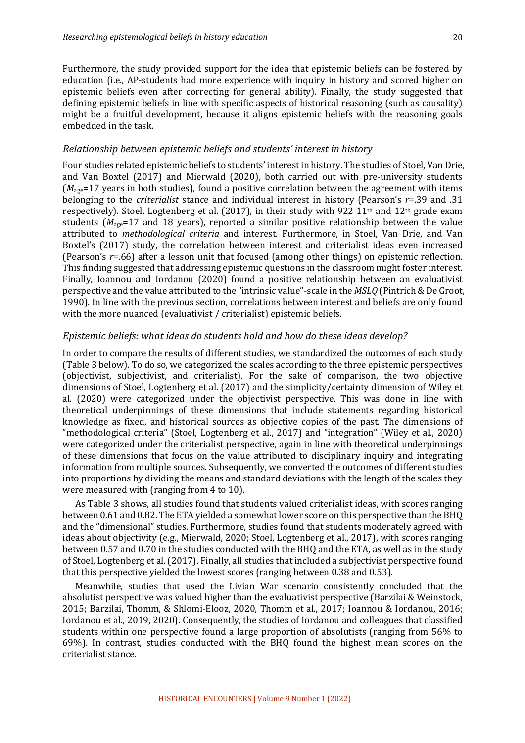Furthermore, the study provided support for the idea that epistemic beliefs can be fostered by education (i.e., AP-students had more experience with inquiry in history and scored higher on epistemic beliefs even after correcting for general ability). Finally, the study suggested that defining epistemic beliefs in line with specific aspects of historical reasoning (such as causality) might be a fruitful development, because it aligns epistemic beliefs with the reasoning goals embedded in the task.

### *Relationship between epistemic beliefs and students' interest in history*

Four studies related epistemic beliefs to students' interest in history. The studies of Stoel, Van Drie, and Van Boxtel (2017) and Mierwald (2020), both carried out with pre-university students ($M_{age}$=17 years in both studies), found a positive correlation between the agreement with items belonging to the *criterialist* stance and individual interest in history (Pearson's *r*=.39 and .31 respectively). Stoel, Logtenberg et al. (2017), in their study with 922 11th and 12th grade exam students ($M_{age}$=17 and 18 years), reported a similar positive relationship between the value attributed to *methodological criteria* and interest. Furthermore, in Stoel, Van Drie, and Van Boxtel's (2017) study, the correlation between interest and criterialist ideas even increased (Pearson's *r*=.66) after a lesson unit that focused (among other things) on epistemic reflection. This finding suggested that addressing epistemic questions in the classroom might foster interest. Finally, Ioannou and Iordanou (2020) found a positive relationship between an evaluativist perspective and the value attributed to the "intrinsic value"-scale in the *MSLQ* (Pintrich & De Groot, 1990). In line with the previous section, correlations between interest and beliefs are only found with the more nuanced (evaluativist / criterialist) epistemic beliefs.

### *Epistemic beliefs: what ideas do students hold and how do these ideas develop?*

In order to compare the results of different studies, we standardized the outcomes of each study (Table 3 below). To do so, we categorized the scales according to the three epistemic perspectives (objectivist, subjectivist, and criterialist). For the sake of comparison, the two objective dimensions of Stoel, Logtenberg et al. (2017) and the simplicity/certainty dimension of Wiley et al. (2020) were categorized under the objectivist perspective. This was done in line with theoretical underpinnings of these dimensions that include statements regarding historical knowledge as fixed, and historical sources as objective copies of the past. The dimensions of "methodological criteria" (Stoel, Logtenberg et al., 2017) and "integration" (Wiley et al., 2020) were categorized under the criterialist perspective, again in line with theoretical underpinnings of these dimensions that focus on the value attributed to disciplinary inquiry and integrating information from multiple sources. Subsequently, we converted the outcomes of different studies into proportions by dividing the means and standard deviations with the length of the scales they were measured with (ranging from 4 to 10).

As Table 3 shows, all studies found that students valued criterialist ideas, with scores ranging between 0.61 and 0.82. The ETA yielded a somewhat lower score on this perspective than the BHQ and the "dimensional" studies. Furthermore, studies found that students moderately agreed with ideas about objectivity (e.g., Mierwald, 2020; Stoel, Logtenberg et al., 2017), with scores ranging between 0.57 and 0.70 in the studies conducted with the BHQ and the ETA, as well as in the study of Stoel, Logtenberg et al. (2017). Finally, all studies that included a subjectivist perspective found that this perspective yielded the lowest scores (ranging between 0.38 and 0.53).

Meanwhile, studies that used the Livian War scenario consistently concluded that the absolutist perspective was valued higher than the evaluativist perspective (Barzilai & Weinstock, 2015; Barzilai, Thomm, & Shlomi-Elooz, 2020, Thomm et al., 2017; Ioannou & Iordanou, 2016; Iordanou et al., 2019, 2020). Consequently, the studies of Iordanou and colleagues that classified students within one perspective found a large proportion of absolutists (ranging from 56% to 69%). In contrast, studies conducted with the BHQ found the highest mean scores on the criterialist stance.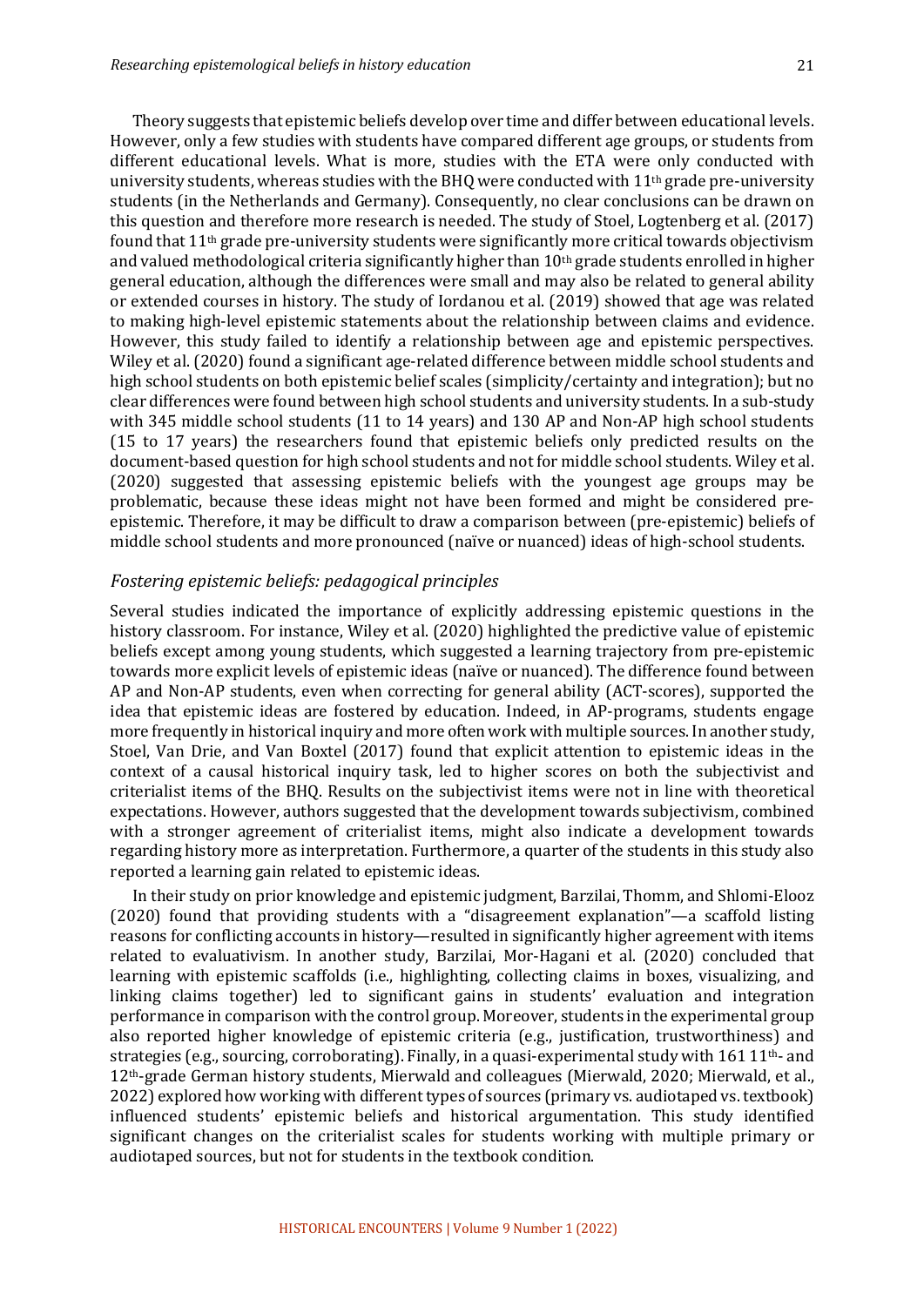Theory suggests that epistemic beliefs develop over time and differ between educational levels. However, only a few studies with students have compared different age groups, or students from different educational levels. What is more, studies with the ETA were only conducted with university students, whereas studies with the BHQ were conducted with 11th grade pre-university students (in the Netherlands and Germany). Consequently, no clear conclusions can be drawn on this question and therefore more research is needed. The study of Stoel, Logtenberg et al. (2017) found that 11th grade pre-university students were significantly more critical towards objectivism and valued methodological criteria significantly higher than 10th grade students enrolled in higher general education, although the differences were small and may also be related to general ability or extended courses in history. The study of Iordanou et al. (2019) showed that age was related to making high-level epistemic statements about the relationship between claims and evidence. However, this study failed to identify a relationship between age and epistemic perspectives. Wiley et al. (2020) found a significant age-related difference between middle school students and high school students on both epistemic belief scales (simplicity/certainty and integration); but no clear differences were found between high school students and university students. In a sub-study with 345 middle school students (11 to 14 years) and 130 AP and Non-AP high school students (15 to 17 years) the researchers found that epistemic beliefs only predicted results on the document-based question for high school students and not for middle school students. Wiley et al. (2020) suggested that assessing epistemic beliefs with the youngest age groups may be problematic, because these ideas might not have been formed and might be considered pre-epistemic. Therefore, it may be difficult to draw a comparison between (pre-epistemic) beliefs of middle school students and more pronounced (naïve or nuanced) ideas of high-school students.

### *Fostering epistemic beliefs: pedagogical principles*

Several studies indicated the importance of explicitly addressing epistemic questions in the history classroom. For instance, Wiley et al. (2020) highlighted the predictive value of epistemic beliefs except among young students, which suggested a learning trajectory from pre-epistemic towards more explicit levels of epistemic ideas (naïve or nuanced). The difference found between AP and Non-AP students, even when correcting for general ability (ACT-scores), supported the idea that epistemic ideas are fostered by education. Indeed, in AP-programs, students engage more frequently in historical inquiry and more often work with multiple sources. In another study, Stoel, Van Drie, and Van Boxtel (2017) found that explicit attention to epistemic ideas in the context of a causal historical inquiry task, led to higher scores on both the subjectivist and criterialist items of the BHQ. Results on the subjectivist items were not in line with theoretical expectations. However, authors suggested that the development towards subjectivism, combined with a stronger agreement of criterialist items, might also indicate a development towards regarding history more as interpretation. Furthermore, a quarter of the students in this study also reported a learning gain related to epistemic ideas.

In their study on prior knowledge and epistemic judgment, Barzilai, Thomm, and Shlomi-Elooz (2020) found that providing students with a "disagreement explanation"—a scaffold listing reasons for conflicting accounts in history—resulted in significantly higher agreement with items related to evaluativism. In another study, Barzilai, Mor-Hagani et al. (2020) concluded that learning with epistemic scaffolds (i.e., highlighting, collecting claims in boxes, visualizing, and linking claims together) led to significant gains in students' evaluation and integration performance in comparison with the control group. Moreover, students in the experimental group also reported higher knowledge of epistemic criteria (e.g., justification, trustworthiness) and strategies (e.g., sourcing, corroborating). Finally, in a quasi-experimental study with 161 11th- and 12th-grade German history students, Mierwald and colleagues (Mierwald, 2020; Mierwald, et al., 2022) explored how working with different types of sources (primary vs. audiotaped vs. textbook) influenced students' epistemic beliefs and historical argumentation. This study identified significant changes on the criterialist scales for students working with multiple primary or audiotaped sources, but not for students in the textbook condition.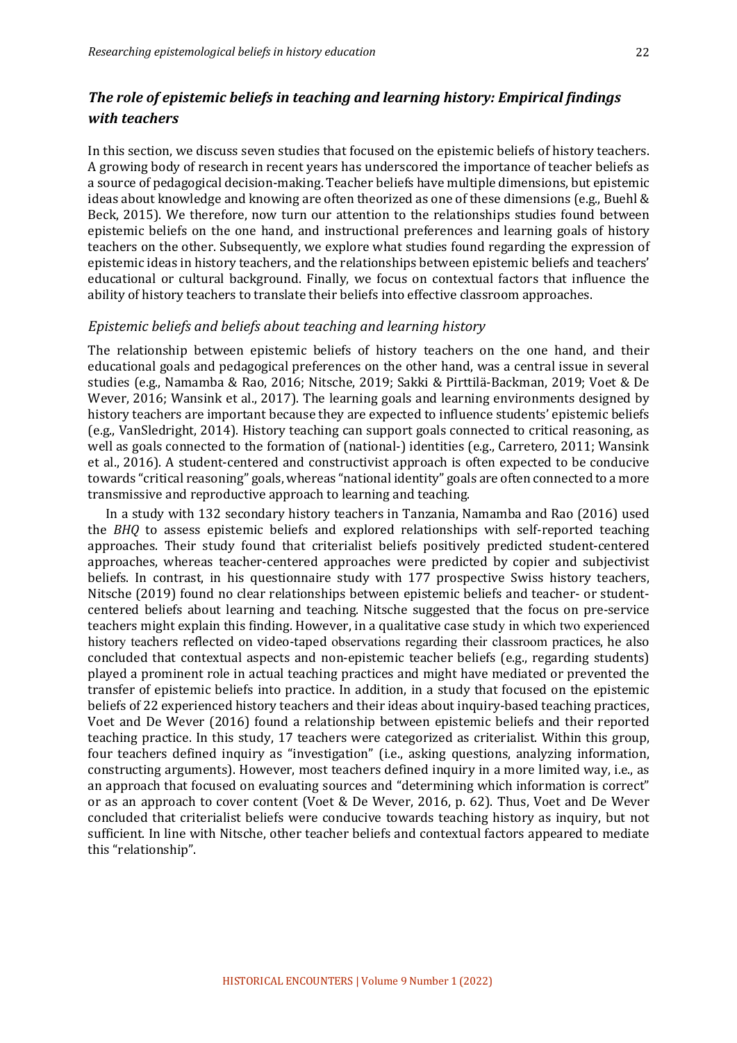## *The role of epistemic beliefs in teaching and learning history: Empirical findings with teachers*

In this section, we discuss seven studies that focused on the epistemic beliefs of history teachers. A growing body of research in recent years has underscored the importance of teacher beliefs as a source of pedagogical decision-making. Teacher beliefs have multiple dimensions, but epistemic ideas about knowledge and knowing are often theorized as one of these dimensions (e.g., Buehl & Beck, 2015). We therefore, now turn our attention to the relationships studies found between epistemic beliefs on the one hand, and instructional preferences and learning goals of history teachers on the other. Subsequently, we explore what studies found regarding the expression of epistemic ideas in history teachers, and the relationships between epistemic beliefs and teachers' educational or cultural background. Finally, we focus on contextual factors that influence the ability of history teachers to translate their beliefs into effective classroom approaches.

### *Epistemic beliefs and beliefs about teaching and learning history*

The relationship between epistemic beliefs of history teachers on the one hand, and their educational goals and pedagogical preferences on the other hand, was a central issue in several studies (e.g., Namamba & Rao, 2016; Nitsche, 2019; Sakki & Pirttilä-Backman, 2019; Voet & De Wever, 2016; Wansink et al., 2017). The learning goals and learning environments designed by history teachers are important because they are expected to influence students' epistemic beliefs (e.g., VanSledright, 2014). History teaching can support goals connected to critical reasoning, as well as goals connected to the formation of (national-) identities (e.g., Carretero, 2011; Wansink et al., 2016). A student-centered and constructivist approach is often expected to be conducive towards "critical reasoning" goals, whereas "national identity" goals are often connected to a more transmissive and reproductive approach to learning and teaching.

In a study with 132 secondary history teachers in Tanzania, Namamba and Rao (2016) used the *BHQ* to assess epistemic beliefs and explored relationships with self-reported teaching approaches. Their study found that criterialist beliefs positively predicted student-centered approaches, whereas teacher-centered approaches were predicted by copier and subjectivist beliefs. In contrast, in his questionnaire study with 177 prospective Swiss history teachers, Nitsche (2019) found no clear relationships between epistemic beliefs and teacher- or student-centered beliefs about learning and teaching. Nitsche suggested that the focus on pre-service teachers might explain this finding. However, in a qualitative case study in which two experienced history teachers reflected on video-taped observations regarding their classroom practices, he also concluded that contextual aspects and non-epistemic teacher beliefs (e.g., regarding students) played a prominent role in actual teaching practices and might have mediated or prevented the transfer of epistemic beliefs into practice. In addition, in a study that focused on the epistemic beliefs of 22 experienced history teachers and their ideas about inquiry-based teaching practices, Voet and De Wever (2016) found a relationship between epistemic beliefs and their reported teaching practice. In this study, 17 teachers were categorized as criterialist. Within this group, four teachers defined inquiry as "investigation" (i.e., asking questions, analyzing information, constructing arguments). However, most teachers defined inquiry in a more limited way, i.e., as an approach that focused on evaluating sources and "determining which information is correct" or as an approach to cover content (Voet & De Wever, 2016, p. 62). Thus, Voet and De Wever concluded that criterialist beliefs were conducive towards teaching history as inquiry, but not sufficient. In line with Nitsche, other teacher beliefs and contextual factors appeared to mediate this "relationship".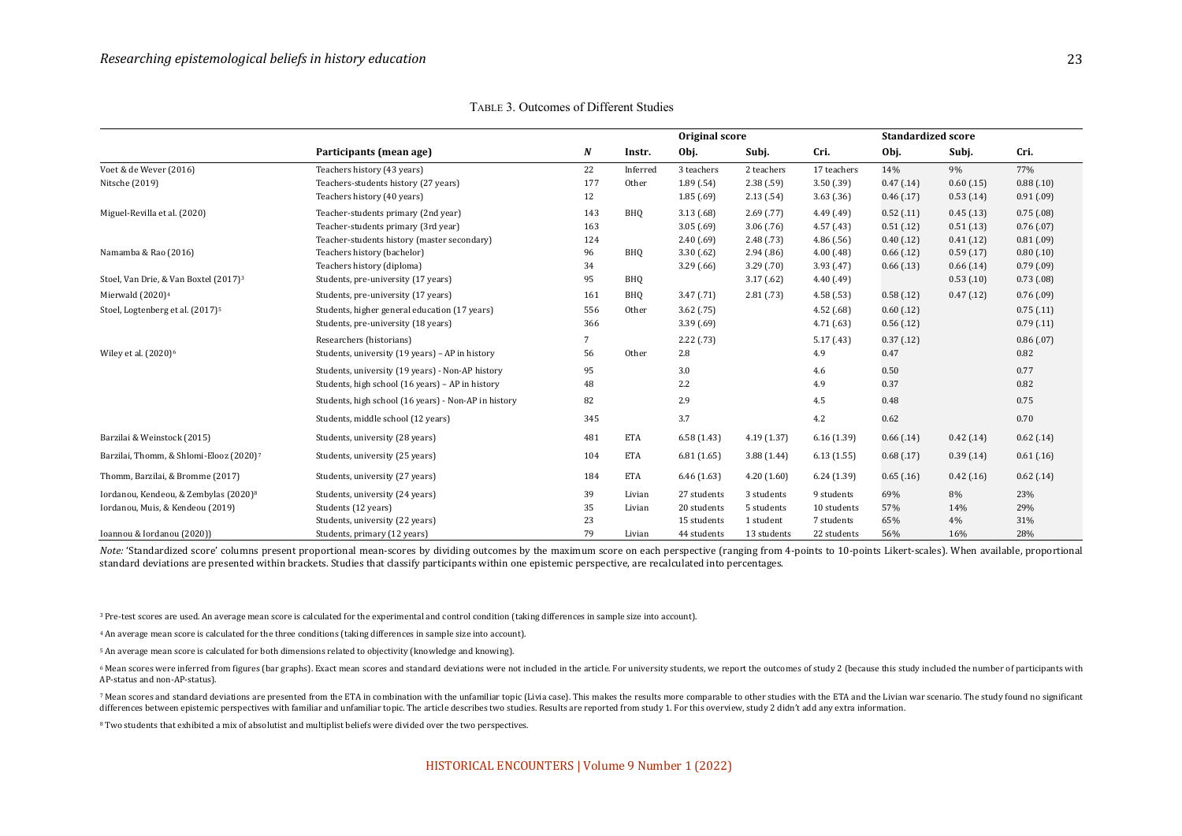TABLE 3. Outcomes of Different Studies

| | Participants (mean age) | *N* | Instr. | Original score | | | Standardized score | | |
|---|---|---|---|---|---|---|---|---|---|
| | | | | Obj. | Subj. | Cri. | Obj. | Subj. | Cri. |
| Voet & de Wever (2016) | Teachers history (43 years) | 22 | Inferred | 3 teachers | 2 teachers | 17 teachers | 14% | 9% | 77% |
| Nitsche (2019) | Teachers-students history (27 years) | 177 | Other | 1.89 (.54) | 2.38 (.59) | 3.50 (.39) | 0.47 (.14) | 0.60 (.15) | 0.88 (.10) |
| | Teachers history (40 years) | 12 | | 1.85 (.69) | 2.13 (.54) | 3.63 (.36) | 0.46 (.17) | 0.53 (.14) | 0.91 (.09) |
| Miguel-Revilla et al. (2020) | Teacher-students primary (2nd year) | 143 | BHQ | 3.13 (.68) | 2.69 (.77) | 4.49 (.49) | 0.52 (.11) | 0.45 (.13) | 0.75 (.08) |
| | Teacher-students primary (3rd year) | 163 | | 3.05 (.69) | 3.06 (.76) | 4.57 (.43) | 0.51 (.12) | 0.51 (.13) | 0.76 (.07) |
| | Teacher-students history (master secondary) | 124 | | 2.40 (.69) | 2.48 (.73) | 4.86 (.56) | 0.40 (.12) | 0.41 (.12) | 0.81 (.09) |
| Namamba & Rao (2016) | Teachers history (bachelor) | 96 | BHQ | 3.30 (.62) | 2.94 (.86) | 4.00 (.48) | 0.66 (.12) | 0.59 (.17) | 0.80 (.10) |
| | Teachers history (diploma) | 34 | | 3.29 (.66) | 3.29 (.70) | 3.93 (.47) | 0.66 (.13) | 0.66 (.14) | 0.79 (.09) |
| Stoel, Van Drie, & Van Boxtel (2017)[3] | Students, pre-university (17 years) | 95 | BHQ | | 3.17 (.62) | 4.40 (.49) | | 0.53 (.10) | 0.73 (.08) |
| Mierwald (2020)[4] | Students, pre-university (17 years) | 161 | BHQ | 3.47 (.71) | 2.81 (.73) | 4.58 (.53) | 0.58 (.12) | 0.47 (.12) | 0.76 (.09) |
| Stoel, Logtenberg et al. (2017)[5] | Students, higher general education (17 years) | 556 | Other | 3.62 (.75) | | 4.52 (.68) | 0.60 (.12) | | 0.75 (.11) |
| | Students, pre-university (18 years) | 366 | | 3.39 (.69) | | 4.71 (.63) | 0.56 (.12) | | 0.79 (.11) |
| | Researchers (historians) | 7 | | 2.22 (.73) | | 5.17 (.43) | 0.37 (.12) | | 0.86 (.07) |
| Wiley et al. (2020)[6] | Students, university (19 years) – AP in history | 56 | Other | 2.8 | | 4.9 | 0.47 | | 0.82 |
| | Students, university (19 years) - Non-AP history | 95 | | 3.0 | | 4.6 | 0.50 | | 0.77 |
| | Students, high school (16 years) – AP in history | 48 | | 2.2 | | 4.9 | 0.37 | | 0.82 |
| | Students, high school (16 years) - Non-AP in history | 82 | | 2.9 | | 4.5 | 0.48 | | 0.75 |
| | Students, middle school (12 years) | 345 | | 3.7 | | 4.2 | 0.62 | | 0.70 |
| Barzilai & Weinstock (2015) | Students, university (28 years) | 481 | ETA | 6.58 (1.43) | 4.19 (1.37) | 6.16 (1.39) | 0.66 (.14) | 0.42 (.14) | 0.62 (.14) |
| Barzilai, Thomm, & Shlomi-Elooz (2020)[7] | Students, university (25 years) | 104 | ETA | 6.81 (1.65) | 3.88 (1.44) | 6.13 (1.55) | 0.68 (.17) | 0.39 (.14) | 0.61 (.16) |
| Thomm, Barzilai, & Bromme (2017) | Students, university (27 years) | 184 | ETA | 6.46 (1.63) | 4.20 (1.60) | 6.24 (1.39) | 0.65 (.16) | 0.42 (.16) | 0.62 (.14) |
| Iordanou, Kendeou, & Zembylas (2020)[8] | Students, university (24 years) | 39 | Livian | 27 students | 3 students | 9 students | 69% | 8% | 23% |
| Iordanou, Muis, & Kendeou (2019) | Students (12 years) | 35 | Livian | 20 students | 5 students | 10 students | 57% | 14% | 29% |
| | Students, university (22 years) | 23 | | 15 students | 1 student | 7 students | 65% | 4% | 31% |
| Ioannou & Iordanou (2020)) | Students, primary (12 years) | 79 | Livian | 44 students | 13 students | 22 students | 56% | 16% | 28% |

*Note:* 'Standardized score' columns present proportional mean-scores by dividing outcomes by the maximum score on each perspective (ranging from 4-points to 10-points Likert-scales). When available, proportional standard deviations are presented within brackets. Studies that classify participants within one epistemic perspective, are recalculated into percentages.

[3] Pre-test scores are used. An average mean score is calculated for the experimental and control condition (taking differences in sample size into account).

[4] An average mean score is calculated for the three conditions (taking differences in sample size into account).

[5] An average mean score is calculated for both dimensions related to objectivity (knowledge and knowing).

[6] Mean scores were inferred from figures (bar graphs). Exact mean scores and standard deviations were not included in the article. For university students, we report the outcomes of study 2 (because this study included the number of participants with AP-status and non-AP-status).

[7] Mean scores and standard deviations are presented from the ETA in combination with the unfamiliar topic (Livia case). This makes the results more comparable to other studies with the ETA and the Livian war scenario. The study found no significant differences between epistemic perspectives with familiar and unfamiliar topic. The article describes two studies. Results are reported from study 1. For this overview, study 2 didn't add any extra information.

[8] Two students that exhibited a mix of absolutist and multiplist beliefs were divided over the two perspectives.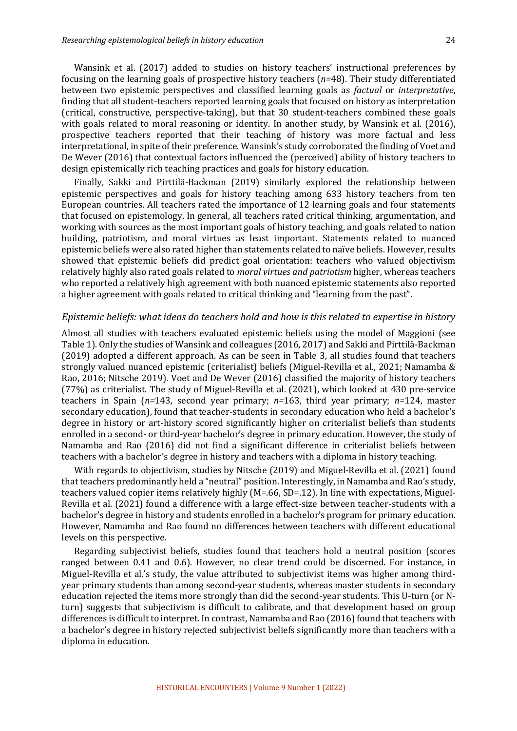Wansink et al. (2017) added to studies on history teachers' instructional preferences by focusing on the learning goals of prospective history teachers ($n$=48). Their study differentiated between two epistemic perspectives and classified learning goals as *factual* or *interpretative*, finding that all student-teachers reported learning goals that focused on history as interpretation (critical, constructive, perspective-taking), but that 30 student-teachers combined these goals with goals related to moral reasoning or identity. In another study, by Wansink et al. (2016), prospective teachers reported that their teaching of history was more factual and less interpretational, in spite of their preference. Wansink's study corroborated the finding of Voet and De Wever (2016) that contextual factors influenced the (perceived) ability of history teachers to design epistemically rich teaching practices and goals for history education.

Finally, Sakki and Pirttilä-Backman (2019) similarly explored the relationship between epistemic perspectives and goals for history teaching among 633 history teachers from ten European countries. All teachers rated the importance of 12 learning goals and four statements that focused on epistemology. In general, all teachers rated critical thinking, argumentation, and working with sources as the most important goals of history teaching, and goals related to nation building, patriotism, and moral virtues as least important. Statements related to nuanced epistemic beliefs were also rated higher than statements related to naïve beliefs. However, results showed that epistemic beliefs did predict goal orientation: teachers who valued objectivism relatively highly also rated goals related to *moral virtues and patriotism* higher, whereas teachers who reported a relatively high agreement with both nuanced epistemic statements also reported a higher agreement with goals related to critical thinking and "learning from the past".

### *Epistemic beliefs: what ideas do teachers hold and how is this related to expertise in history*

Almost all studies with teachers evaluated epistemic beliefs using the model of Maggioni (see Table 1). Only the studies of Wansink and colleagues (2016, 2017) and Sakki and Pirttilä-Backman (2019) adopted a different approach. As can be seen in Table 3, all studies found that teachers strongly valued nuanced epistemic (criterialist) beliefs (Miguel-Revilla et al., 2021; Namamba & Rao, 2016; Nitsche 2019). Voet and De Wever (2016) classified the majority of history teachers (77%) as criterialist. The study of Miguel-Revilla et al. (2021), which looked at 430 pre-service teachers in Spain ($n$=143, second year primary; $n$=163, third year primary; $n$=124, master secondary education), found that teacher-students in secondary education who held a bachelor's degree in history or art-history scored significantly higher on criterialist beliefs than students enrolled in a second- or third-year bachelor's degree in primary education. However, the study of Namamba and Rao (2016) did not find a significant difference in criterialist beliefs between teachers with a bachelor's degree in history and teachers with a diploma in history teaching.

With regards to objectivism, studies by Nitsche (2019) and Miguel-Revilla et al. (2021) found that teachers predominantly held a "neutral" position. Interestingly, in Namamba and Rao's study, teachers valued copier items relatively highly (M=.66, SD=.12). In line with expectations, Miguel-Revilla et al. (2021) found a difference with a large effect-size between teacher-students with a bachelor's degree in history and students enrolled in a bachelor's program for primary education. However, Namamba and Rao found no differences between teachers with different educational levels on this perspective.

Regarding subjectivist beliefs, studies found that teachers hold a neutral position (scores ranged between 0.41 and 0.6). However, no clear trend could be discerned. For instance, in Miguel-Revilla et al.'s study, the value attributed to subjectivist items was higher among third-year primary students than among second-year students, whereas master students in secondary education rejected the items more strongly than did the second-year students. This U-turn (or N-turn) suggests that subjectivism is difficult to calibrate, and that development based on group differences is difficult to interpret. In contrast, Namamba and Rao (2016) found that teachers with a bachelor's degree in history rejected subjectivist beliefs significantly more than teachers with a diploma in education.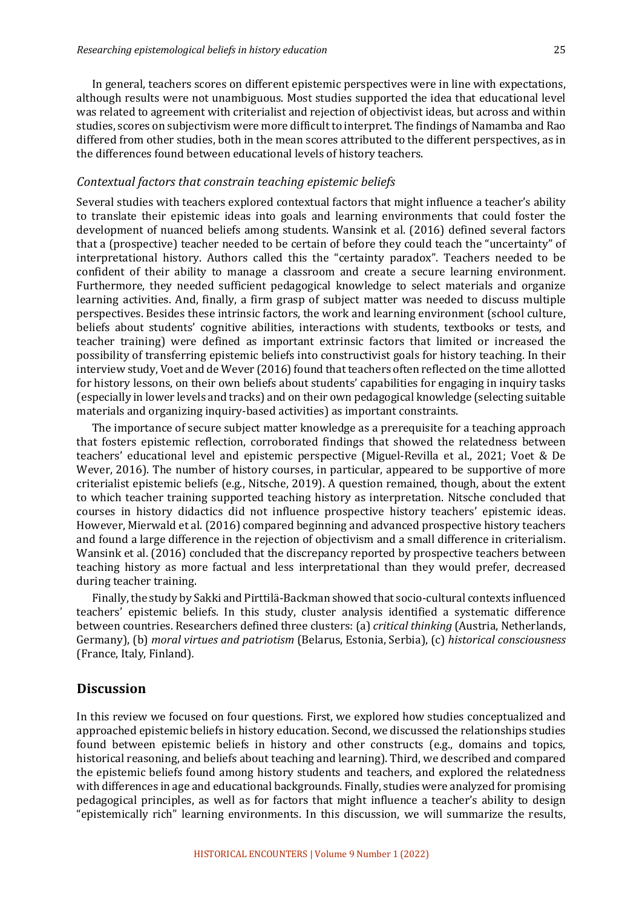In general, teachers scores on different epistemic perspectives were in line with expectations, although results were not unambiguous. Most studies supported the idea that educational level was related to agreement with criterialist and rejection of objectivist ideas, but across and within studies, scores on subjectivism were more difficult to interpret. The findings of Namamba and Rao differed from other studies, both in the mean scores attributed to the different perspectives, as in the differences found between educational levels of history teachers.

### *Contextual factors that constrain teaching epistemic beliefs*

Several studies with teachers explored contextual factors that might influence a teacher's ability to translate their epistemic ideas into goals and learning environments that could foster the development of nuanced beliefs among students. Wansink et al. (2016) defined several factors that a (prospective) teacher needed to be certain of before they could teach the "uncertainty" of interpretational history. Authors called this the "certainty paradox". Teachers needed to be confident of their ability to manage a classroom and create a secure learning environment. Furthermore, they needed sufficient pedagogical knowledge to select materials and organize learning activities. And, finally, a firm grasp of subject matter was needed to discuss multiple perspectives. Besides these intrinsic factors, the work and learning environment (school culture, beliefs about students' cognitive abilities, interactions with students, textbooks or tests, and teacher training) were defined as important extrinsic factors that limited or increased the possibility of transferring epistemic beliefs into constructivist goals for history teaching. In their interview study, Voet and de Wever (2016) found that teachers often reflected on the time allotted for history lessons, on their own beliefs about students' capabilities for engaging in inquiry tasks (especially in lower levels and tracks) and on their own pedagogical knowledge (selecting suitable materials and organizing inquiry-based activities) as important constraints.

The importance of secure subject matter knowledge as a prerequisite for a teaching approach that fosters epistemic reflection, corroborated findings that showed the relatedness between teachers' educational level and epistemic perspective (Miguel-Revilla et al., 2021; Voet & De Wever, 2016). The number of history courses, in particular, appeared to be supportive of more criterialist epistemic beliefs (e.g., Nitsche, 2019). A question remained, though, about the extent to which teacher training supported teaching history as interpretation. Nitsche concluded that courses in history didactics did not influence prospective history teachers' epistemic ideas. However, Mierwald et al. (2016) compared beginning and advanced prospective history teachers and found a large difference in the rejection of objectivism and a small difference in criterialism. Wansink et al. (2016) concluded that the discrepancy reported by prospective teachers between teaching history as more factual and less interpretational than they would prefer, decreased during teacher training.

Finally, the study by Sakki and Pirttilä-Backman showed that socio-cultural contexts influenced teachers' epistemic beliefs. In this study, cluster analysis identified a systematic difference between countries. Researchers defined three clusters: (a) *critical thinking* (Austria, Netherlands, Germany), (b) *moral virtues and patriotism* (Belarus, Estonia, Serbia), (c) *historical consciousness* (France, Italy, Finland).

## Discussion

In this review we focused on four questions. First, we explored how studies conceptualized and approached epistemic beliefs in history education. Second, we discussed the relationships studies found between epistemic beliefs in history and other constructs (e.g., domains and topics, historical reasoning, and beliefs about teaching and learning). Third, we described and compared the epistemic beliefs found among history students and teachers, and explored the relatedness with differences in age and educational backgrounds. Finally, studies were analyzed for promising pedagogical principles, as well as for factors that might influence a teacher's ability to design "epistemically rich" learning environments. In this discussion, we will summarize the results,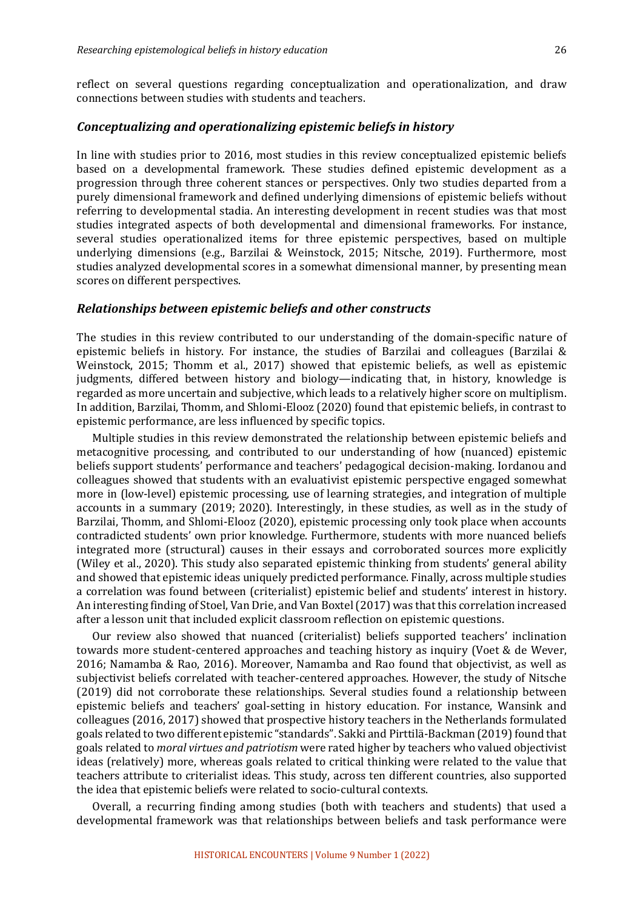reflect on several questions regarding conceptualization and operationalization, and draw connections between studies with students and teachers.

### *Conceptualizing and operationalizing epistemic beliefs in history*

In line with studies prior to 2016, most studies in this review conceptualized epistemic beliefs based on a developmental framework. These studies defined epistemic development as a progression through three coherent stances or perspectives. Only two studies departed from a purely dimensional framework and defined underlying dimensions of epistemic beliefs without referring to developmental stadia. An interesting development in recent studies was that most studies integrated aspects of both developmental and dimensional frameworks. For instance, several studies operationalized items for three epistemic perspectives, based on multiple underlying dimensions (e.g., Barzilai & Weinstock, 2015; Nitsche, 2019). Furthermore, most studies analyzed developmental scores in a somewhat dimensional manner, by presenting mean scores on different perspectives.

### *Relationships between epistemic beliefs and other constructs*

The studies in this review contributed to our understanding of the domain-specific nature of epistemic beliefs in history. For instance, the studies of Barzilai and colleagues (Barzilai & Weinstock, 2015; Thomm et al., 2017) showed that epistemic beliefs, as well as epistemic judgments, differed between history and biology—indicating that, in history, knowledge is regarded as more uncertain and subjective, which leads to a relatively higher score on multiplism. In addition, Barzilai, Thomm, and Shlomi-Elooz (2020) found that epistemic beliefs, in contrast to epistemic performance, are less influenced by specific topics.

Multiple studies in this review demonstrated the relationship between epistemic beliefs and metacognitive processing, and contributed to our understanding of how (nuanced) epistemic beliefs support students' performance and teachers' pedagogical decision-making. Iordanou and colleagues showed that students with an evaluativist epistemic perspective engaged somewhat more in (low-level) epistemic processing, use of learning strategies, and integration of multiple accounts in a summary (2019; 2020). Interestingly, in these studies, as well as in the study of Barzilai, Thomm, and Shlomi-Elooz (2020), epistemic processing only took place when accounts contradicted students' own prior knowledge. Furthermore, students with more nuanced beliefs integrated more (structural) causes in their essays and corroborated sources more explicitly (Wiley et al., 2020). This study also separated epistemic thinking from students' general ability and showed that epistemic ideas uniquely predicted performance. Finally, across multiple studies a correlation was found between (criterialist) epistemic belief and students' interest in history. An interesting finding of Stoel, Van Drie, and Van Boxtel (2017) was that this correlation increased after a lesson unit that included explicit classroom reflection on epistemic questions.

Our review also showed that nuanced (criterialist) beliefs supported teachers' inclination towards more student-centered approaches and teaching history as inquiry (Voet & de Wever, 2016; Namamba & Rao, 2016). Moreover, Namamba and Rao found that objectivist, as well as subjectivist beliefs correlated with teacher-centered approaches. However, the study of Nitsche (2019) did not corroborate these relationships. Several studies found a relationship between epistemic beliefs and teachers' goal-setting in history education. For instance, Wansink and colleagues (2016, 2017) showed that prospective history teachers in the Netherlands formulated goals related to two different epistemic "standards". Sakki and Pirttilä-Backman (2019) found that goals related to *moral virtues and patriotism* were rated higher by teachers who valued objectivist ideas (relatively) more, whereas goals related to critical thinking were related to the value that teachers attribute to criterialist ideas. This study, across ten different countries, also supported the idea that epistemic beliefs were related to socio-cultural contexts.

Overall, a recurring finding among studies (both with teachers and students) that used a developmental framework was that relationships between beliefs and task performance were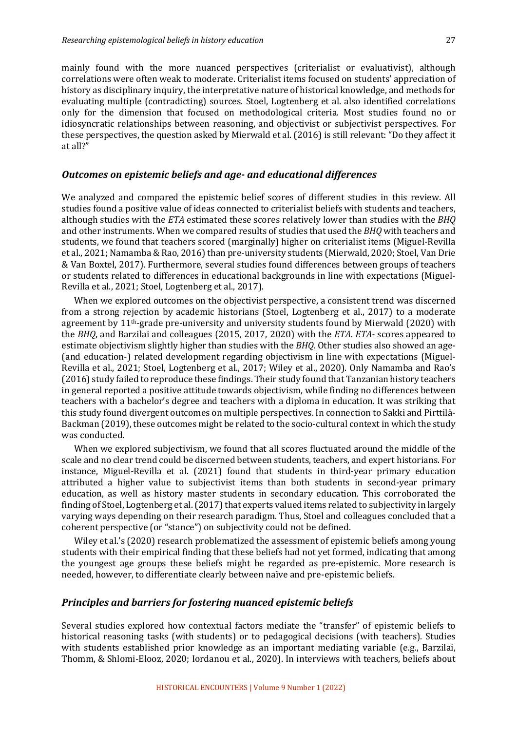mainly found with the more nuanced perspectives (criterialist or evaluativist), although correlations were often weak to moderate. Criterialist items focused on students' appreciation of history as disciplinary inquiry, the interpretative nature of historical knowledge, and methods for evaluating multiple (contradicting) sources. Stoel, Logtenberg et al. also identified correlations only for the dimension that focused on methodological criteria. Most studies found no or idiosyncratic relationships between reasoning, and objectivist or subjectivist perspectives. For these perspectives, the question asked by Mierwald et al. (2016) is still relevant: "Do they affect it at all?"

### *Outcomes on epistemic beliefs and age- and educational differences*

We analyzed and compared the epistemic belief scores of different studies in this review. All studies found a positive value of ideas connected to criterialist beliefs with students and teachers, although studies with the *ETA* estimated these scores relatively lower than studies with the *BHQ* and other instruments. When we compared results of studies that used the *BHQ* with teachers and students, we found that teachers scored (marginally) higher on criterialist items (Miguel-Revilla et al., 2021; Namamba & Rao, 2016) than pre-university students (Mierwald, 2020; Stoel, Van Drie & Van Boxtel, 2017). Furthermore, several studies found differences between groups of teachers or students related to differences in educational backgrounds in line with expectations (Miguel-Revilla et al., 2021; Stoel, Logtenberg et al., 2017).

When we explored outcomes on the objectivist perspective, a consistent trend was discerned from a strong rejection by academic historians (Stoel, Logtenberg et al., 2017) to a moderate agreement by 11th-grade pre-university and university students found by Mierwald (2020) with the *BHQ*, and Barzilai and colleagues (2015, 2017, 2020) with the *ETA*. *ETA*- scores appeared to estimate objectivism slightly higher than studies with the *BHQ*. Other studies also showed an age- (and education-) related development regarding objectivism in line with expectations (Miguel-Revilla et al., 2021; Stoel, Logtenberg et al., 2017; Wiley et al., 2020). Only Namamba and Rao's (2016) study failed to reproduce these findings. Their study found that Tanzanian history teachers in general reported a positive attitude towards objectivism, while finding no differences between teachers with a bachelor's degree and teachers with a diploma in education. It was striking that this study found divergent outcomes on multiple perspectives. In connection to Sakki and Pirttilä-Backman (2019), these outcomes might be related to the socio-cultural context in which the study was conducted.

When we explored subjectivism, we found that all scores fluctuated around the middle of the scale and no clear trend could be discerned between students, teachers, and expert historians. For instance, Miguel-Revilla et al. (2021) found that students in third-year primary education attributed a higher value to subjectivist items than both students in second-year primary education, as well as history master students in secondary education. This corroborated the finding of Stoel, Logtenberg et al. (2017) that experts valued items related to subjectivity in largely varying ways depending on their research paradigm. Thus, Stoel and colleagues concluded that a coherent perspective (or "stance") on subjectivity could not be defined.

Wiley et al.'s (2020) research problematized the assessment of epistemic beliefs among young students with their empirical finding that these beliefs had not yet formed, indicating that among the youngest age groups these beliefs might be regarded as pre-epistemic. More research is needed, however, to differentiate clearly between naïve and pre-epistemic beliefs.

### *Principles and barriers for fostering nuanced epistemic beliefs*

Several studies explored how contextual factors mediate the "transfer" of epistemic beliefs to historical reasoning tasks (with students) or to pedagogical decisions (with teachers). Studies with students established prior knowledge as an important mediating variable (e.g., Barzilai, Thomm, & Shlomi-Elooz, 2020; Iordanou et al., 2020). In interviews with teachers, beliefs about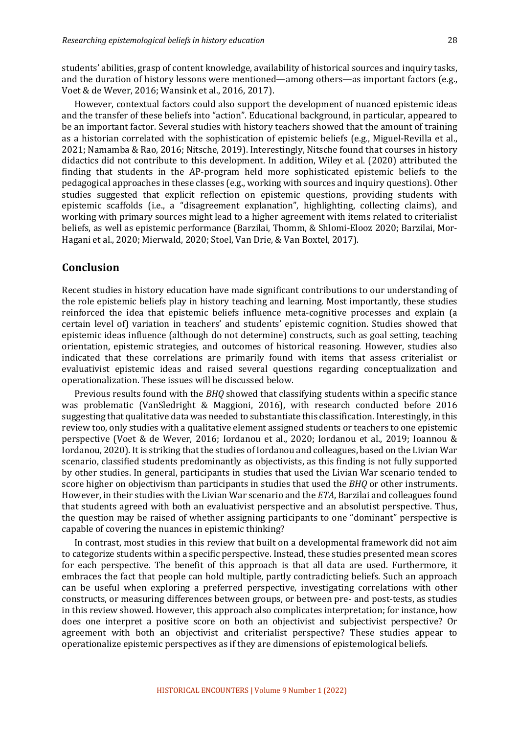students' abilities, grasp of content knowledge, availability of historical sources and inquiry tasks, and the duration of history lessons were mentioned—among others—as important factors (e.g., Voet & de Wever, 2016; Wansink et al., 2016, 2017).

However, contextual factors could also support the development of nuanced epistemic ideas and the transfer of these beliefs into "action". Educational background, in particular, appeared to be an important factor. Several studies with history teachers showed that the amount of training as a historian correlated with the sophistication of epistemic beliefs (e.g., Miguel-Revilla et al., 2021; Namamba & Rao, 2016; Nitsche, 2019). Interestingly, Nitsche found that courses in history didactics did not contribute to this development. In addition, Wiley et al. (2020) attributed the finding that students in the AP-program held more sophisticated epistemic beliefs to the pedagogical approaches in these classes (e.g., working with sources and inquiry questions). Other studies suggested that explicit reflection on epistemic questions, providing students with epistemic scaffolds (i.e., a "disagreement explanation", highlighting, collecting claims), and working with primary sources might lead to a higher agreement with items related to criterialist beliefs, as well as epistemic performance (Barzilai, Thomm, & Shlomi-Elooz 2020; Barzilai, Mor-Hagani et al., 2020; Mierwald, 2020; Stoel, Van Drie, & Van Boxtel, 2017).

## Conclusion

Recent studies in history education have made significant contributions to our understanding of the role epistemic beliefs play in history teaching and learning. Most importantly, these studies reinforced the idea that epistemic beliefs influence meta-cognitive processes and explain (a certain level of) variation in teachers' and students' epistemic cognition. Studies showed that epistemic ideas influence (although do not determine) constructs, such as goal setting, teaching orientation, epistemic strategies, and outcomes of historical reasoning. However, studies also indicated that these correlations are primarily found with items that assess criterialist or evaluativist epistemic ideas and raised several questions regarding conceptualization and operationalization. These issues will be discussed below.

Previous results found with the *BHQ* showed that classifying students within a specific stance was problematic (VanSledright & Maggioni, 2016), with research conducted before 2016 suggesting that qualitative data was needed to substantiate this classification. Interestingly, in this review too, only studies with a qualitative element assigned students or teachers to one epistemic perspective (Voet & de Wever, 2016; Iordanou et al., 2020; Iordanou et al., 2019; Ioannou & Iordanou, 2020). It is striking that the studies of Iordanou and colleagues, based on the Livian War scenario, classified students predominantly as objectivists, as this finding is not fully supported by other studies. In general, participants in studies that used the Livian War scenario tended to score higher on objectivism than participants in studies that used the *BHQ* or other instruments. However, in their studies with the Livian War scenario and the *ETA*, Barzilai and colleagues found that students agreed with both an evaluativist perspective and an absolutist perspective. Thus, the question may be raised of whether assigning participants to one "dominant" perspective is capable of covering the nuances in epistemic thinking?

In contrast, most studies in this review that built on a developmental framework did not aim to categorize students within a specific perspective. Instead, these studies presented mean scores for each perspective. The benefit of this approach is that all data are used. Furthermore, it embraces the fact that people can hold multiple, partly contradicting beliefs. Such an approach can be useful when exploring a preferred perspective, investigating correlations with other constructs, or measuring differences between groups, or between pre- and post-tests, as studies in this review showed. However, this approach also complicates interpretation; for instance, how does one interpret a positive score on both an objectivist and subjectivist perspective? Or agreement with both an objectivist and criterialist perspective? These studies appear to operationalize epistemic perspectives as if they are dimensions of epistemological beliefs.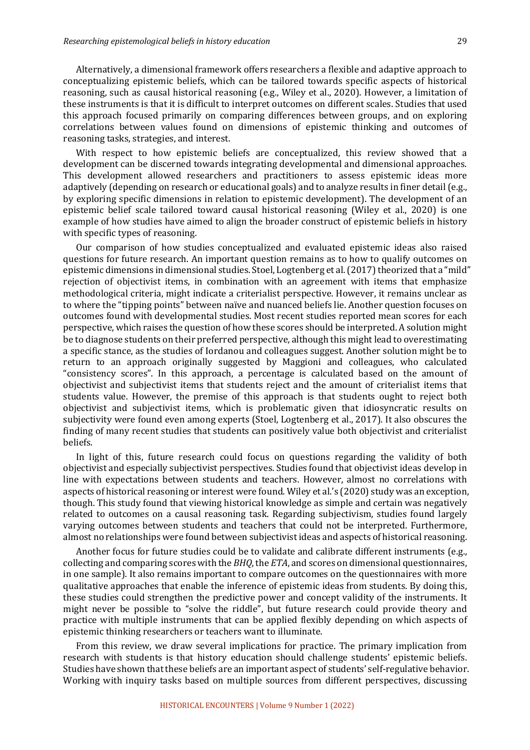Alternatively, a dimensional framework offers researchers a flexible and adaptive approach to conceptualizing epistemic beliefs, which can be tailored towards specific aspects of historical reasoning, such as causal historical reasoning (e.g., Wiley et al., 2020). However, a limitation of these instruments is that it is difficult to interpret outcomes on different scales. Studies that used this approach focused primarily on comparing differences between groups, and on exploring correlations between values found on dimensions of epistemic thinking and outcomes of reasoning tasks, strategies, and interest.

With respect to how epistemic beliefs are conceptualized, this review showed that a development can be discerned towards integrating developmental and dimensional approaches. This development allowed researchers and practitioners to assess epistemic ideas more adaptively (depending on research or educational goals) and to analyze results in finer detail (e.g., by exploring specific dimensions in relation to epistemic development). The development of an epistemic belief scale tailored toward causal historical reasoning (Wiley et al., 2020) is one example of how studies have aimed to align the broader construct of epistemic beliefs in history with specific types of reasoning.

Our comparison of how studies conceptualized and evaluated epistemic ideas also raised questions for future research. An important question remains as to how to qualify outcomes on epistemic dimensions in dimensional studies. Stoel, Logtenberg et al. (2017) theorized that a "mild" rejection of objectivist items, in combination with an agreement with items that emphasize methodological criteria, might indicate a criterialist perspective. However, it remains unclear as to where the "tipping points" between naïve and nuanced beliefs lie. Another question focuses on outcomes found with developmental studies. Most recent studies reported mean scores for each perspective, which raises the question of how these scores should be interpreted. A solution might be to diagnose students on their preferred perspective, although this might lead to overestimating a specific stance, as the studies of Iordanou and colleagues suggest. Another solution might be to return to an approach originally suggested by Maggioni and colleagues, who calculated "consistency scores". In this approach, a percentage is calculated based on the amount of objectivist and subjectivist items that students reject and the amount of criterialist items that students value. However, the premise of this approach is that students ought to reject both objectivist and subjectivist items, which is problematic given that idiosyncratic results on subjectivity were found even among experts (Stoel, Logtenberg et al., 2017). It also obscures the finding of many recent studies that students can positively value both objectivist and criterialist beliefs.

In light of this, future research could focus on questions regarding the validity of both objectivist and especially subjectivist perspectives. Studies found that objectivist ideas develop in line with expectations between students and teachers. However, almost no correlations with aspects of historical reasoning or interest were found. Wiley et al.'s (2020) study was an exception, though. This study found that viewing historical knowledge as simple and certain was negatively related to outcomes on a causal reasoning task. Regarding subjectivism, studies found largely varying outcomes between students and teachers that could not be interpreted. Furthermore, almost no relationships were found between subjectivist ideas and aspects of historical reasoning.

Another focus for future studies could be to validate and calibrate different instruments (e.g., collecting and comparing scores with the *BHQ*, the *ETA*, and scores on dimensional questionnaires, in one sample). It also remains important to compare outcomes on the questionnaires with more qualitative approaches that enable the inference of epistemic ideas from students. By doing this, these studies could strengthen the predictive power and concept validity of the instruments. It might never be possible to "solve the riddle", but future research could provide theory and practice with multiple instruments that can be applied flexibly depending on which aspects of epistemic thinking researchers or teachers want to illuminate.

From this review, we draw several implications for practice. The primary implication from research with students is that history education should challenge students' epistemic beliefs. Studies have shown that these beliefs are an important aspect of students' self-regulative behavior. Working with inquiry tasks based on multiple sources from different perspectives, discussing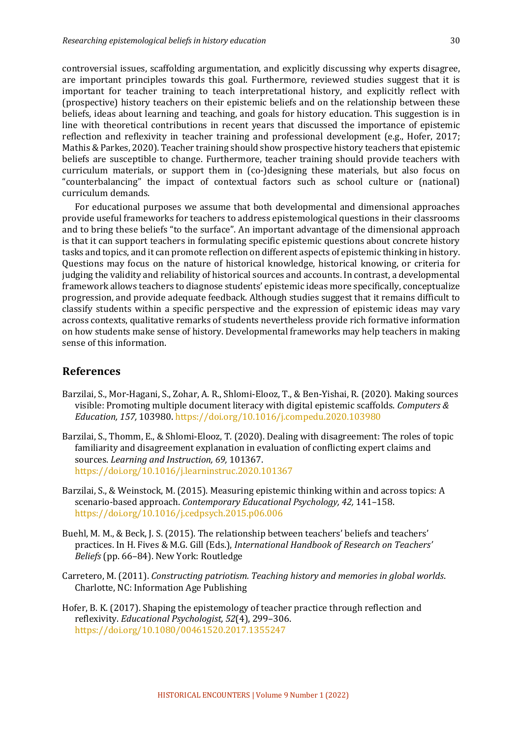controversial issues, scaffolding argumentation, and explicitly discussing why experts disagree, are important principles towards this goal. Furthermore, reviewed studies suggest that it is important for teacher training to teach interpretational history, and explicitly reflect with (prospective) history teachers on their epistemic beliefs and on the relationship between these beliefs, ideas about learning and teaching, and goals for history education. This suggestion is in line with theoretical contributions in recent years that discussed the importance of epistemic reflection and reflexivity in teacher training and professional development (e.g., Hofer, 2017; Mathis & Parkes, 2020). Teacher training should show prospective history teachers that epistemic beliefs are susceptible to change. Furthermore, teacher training should provide teachers with curriculum materials, or support them in (co-)designing these materials, but also focus on "counterbalancing" the impact of contextual factors such as school culture or (national) curriculum demands.

For educational purposes we assume that both developmental and dimensional approaches provide useful frameworks for teachers to address epistemological questions in their classrooms and to bring these beliefs "to the surface". An important advantage of the dimensional approach is that it can support teachers in formulating specific epistemic questions about concrete history tasks and topics, and it can promote reflection on different aspects of epistemic thinking in history. Questions may focus on the nature of historical knowledge, historical knowing, or criteria for judging the validity and reliability of historical sources and accounts. In contrast, a developmental framework allows teachers to diagnose students' epistemic ideas more specifically, conceptualize progression, and provide adequate feedback. Although studies suggest that it remains difficult to classify students within a specific perspective and the expression of epistemic ideas may vary across contexts, qualitative remarks of students nevertheless provide rich formative information on how students make sense of history. Developmental frameworks may help teachers in making sense of this information.

## References

Barzilai, S., Mor-Hagani, S., Zohar, A. R., Shlomi-Elooz, T., & Ben-Yishai, R. (2020). Making sources visible: Promoting multiple document literacy with digital epistemic scaffolds. *Computers & Education, 157,* 103980. https://doi.org/10.1016/j.compedu.2020.103980

Barzilai, S., Thomm, E., & Shlomi-Elooz, T. (2020). Dealing with disagreement: The roles of topic familiarity and disagreement explanation in evaluation of conflicting expert claims and sources. *Learning and Instruction, 69,* 101367. https://doi.org/10.1016/j.learninstruc.2020.101367

Barzilai, S., & Weinstock, M. (2015). Measuring epistemic thinking within and across topics: A scenario-based approach. *Contemporary Educational Psychology, 42,* 141–158. https://doi.org/10.1016/j.cedpsych.2015.p06.006

Buehl, M. M., & Beck, J. S. (2015). The relationship between teachers' beliefs and teachers' practices. In H. Fives & M.G. Gill (Eds.), *International Handbook of Research on Teachers' Beliefs* (pp. 66–84). New York: Routledge

Carretero, M. (2011). *Constructing patriotism. Teaching history and memories in global worlds*. Charlotte, NC: Information Age Publishing

Hofer, B. K. (2017). Shaping the epistemology of teacher practice through reflection and reflexivity. *Educational Psychologist, 52*(4), 299–306. https://doi.org/10.1080/00461520.2017.1355247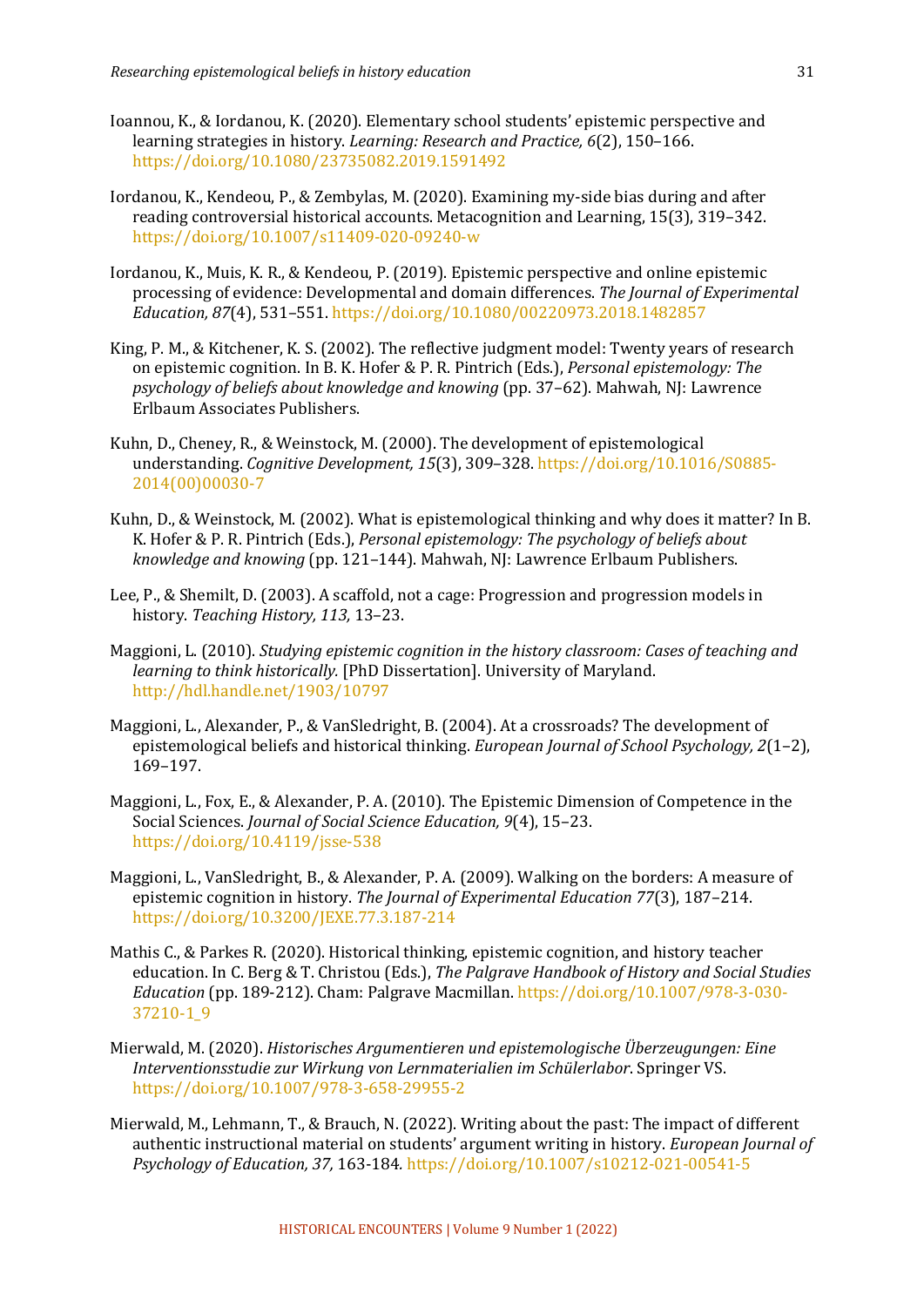Ioannou, K., & Iordanou, K. (2020). Elementary school students' epistemic perspective and learning strategies in history. *Learning: Research and Practice, 6*(2), 150–166. https://doi.org/10.1080/23735082.2019.1591492

Iordanou, K., Kendeou, P., & Zembylas, M. (2020). Examining my-side bias during and after reading controversial historical accounts. Metacognition and Learning, 15(3), 319–342. https://doi.org/10.1007/s11409-020-09240-w

Iordanou, K., Muis, K. R., & Kendeou, P. (2019). Epistemic perspective and online epistemic processing of evidence: Developmental and domain differences. *The Journal of Experimental Education, 87*(4), 531–551. https://doi.org/10.1080/00220973.2018.1482857

King, P. M., & Kitchener, K. S. (2002). The reflective judgment model: Twenty years of research on epistemic cognition. In B. K. Hofer & P. R. Pintrich (Eds.), *Personal epistemology: The psychology of beliefs about knowledge and knowing* (pp. 37–62). Mahwah, NJ: Lawrence Erlbaum Associates Publishers.

Kuhn, D., Cheney, R., & Weinstock, M. (2000). The development of epistemological understanding. *Cognitive Development, 15*(3), 309–328. https://doi.org/10.1016/S0885-2014(00)00030-7

Kuhn, D., & Weinstock, M. (2002). What is epistemological thinking and why does it matter? In B. K. Hofer & P. R. Pintrich (Eds.), *Personal epistemology: The psychology of beliefs about knowledge and knowing* (pp. 121–144). Mahwah, NJ: Lawrence Erlbaum Publishers.

Lee, P., & Shemilt, D. (2003). A scaffold, not a cage: Progression and progression models in history. *Teaching History, 113,* 13–23.

Maggioni, L. (2010). *Studying epistemic cognition in the history classroom: Cases of teaching and learning to think historically.* [PhD Dissertation]. University of Maryland. http://hdl.handle.net/1903/10797

Maggioni, L., Alexander, P., & VanSledright, B. (2004). At a crossroads? The development of epistemological beliefs and historical thinking. *European Journal of School Psychology, 2*(1–2), 169–197.

Maggioni, L., Fox, E., & Alexander, P. A. (2010). The Epistemic Dimension of Competence in the Social Sciences. *Journal of Social Science Education, 9*(4), 15–23. https://doi.org/10.4119/jsse-538

Maggioni, L., VanSledright, B., & Alexander, P. A. (2009). Walking on the borders: A measure of epistemic cognition in history. *The Journal of Experimental Education 77*(3), 187–214. https://doi.org/10.3200/JEXE.77.3.187-214

Mathis C., & Parkes R. (2020). Historical thinking, epistemic cognition, and history teacher education. In C. Berg & T. Christou (Eds.), *The Palgrave Handbook of History and Social Studies Education* (pp. 189-212). Cham: Palgrave Macmillan. https://doi.org/10.1007/978-3-030-37210-1_9

Mierwald, M. (2020). *Historisches Argumentieren und epistemologische Überzeugungen: Eine Interventionsstudie zur Wirkung von Lernmaterialien im Schülerlabor*. Springer VS. https://doi.org/10.1007/978-3-658-29955-2

Mierwald, M., Lehmann, T., & Brauch, N. (2022). Writing about the past: The impact of different authentic instructional material on students' argument writing in history. *European Journal of Psychology of Education, 37,* 163-184. https://doi.org/10.1007/s10212-021-00541-5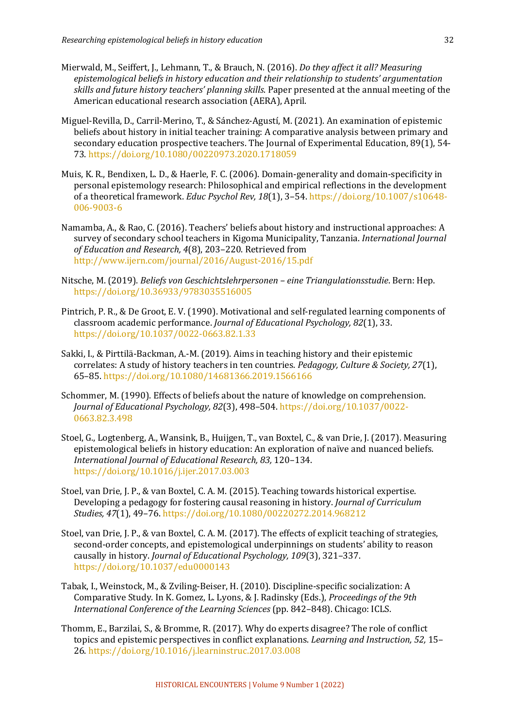Mierwald, M., Seiffert, J., Lehmann, T., & Brauch, N. (2016). *Do they affect it all? Measuring epistemological beliefs in history education and their relationship to students' argumentation skills and future history teachers' planning skills.* Paper presented at the annual meeting of the American educational research association (AERA), April.

Miguel-Revilla, D., Carril-Merino, T., & Sánchez-Agustí, M. (2021). An examination of epistemic beliefs about history in initial teacher training: A comparative analysis between primary and secondary education prospective teachers. The Journal of Experimental Education, 89(1), 54-73. https://doi.org/10.1080/00220973.2020.1718059

Muis, K. R., Bendixen, L. D., & Haerle, F. C. (2006). Domain-generality and domain-specificity in personal epistemology research: Philosophical and empirical reflections in the development of a theoretical framework. *Educ Psychol Rev, 18*(1), 3–54. https://doi.org/10.1007/s10648-006-9003-6

Namamba, A., & Rao, C. (2016). Teachers' beliefs about history and instructional approaches: A survey of secondary school teachers in Kigoma Municipality, Tanzania. *International Journal of Education and Research, 4*(8), 203–220. Retrieved from http://www.ijern.com/journal/2016/August-2016/15.pdf

Nitsche, M. (2019). *Beliefs von Geschichtslehrpersonen – eine Triangulationsstudie*. Bern: Hep. https://doi.org/10.36933/9783035516005

Pintrich, P. R., & De Groot, E. V. (1990). Motivational and self-regulated learning components of classroom academic performance. *Journal of Educational Psychology, 82*(1), 33. https://doi.org/10.1037/0022-0663.82.1.33

Sakki, I., & Pirttilä-Backman, A.-M. (2019). Aims in teaching history and their epistemic correlates: A study of history teachers in ten countries. *Pedagogy, Culture & Society, 27*(1), 65–85. https://doi.org/10.1080/14681366.2019.1566166

Schommer, M. (1990). Effects of beliefs about the nature of knowledge on comprehension. *Journal of Educational Psychology, 82*(3), 498–504. https://doi.org/10.1037/0022-0663.82.3.498

Stoel, G., Logtenberg, A., Wansink, B., Huijgen, T., van Boxtel, C., & van Drie, J. (2017). Measuring epistemological beliefs in history education: An exploration of naïve and nuanced beliefs. *International Journal of Educational Research, 83,* 120–134. https://doi.org/10.1016/j.ijer.2017.03.003

Stoel, van Drie, J. P., & van Boxtel, C. A. M. (2015). Teaching towards historical expertise. Developing a pedagogy for fostering causal reasoning in history. *Journal of Curriculum Studies, 47*(1), 49–76. https://doi.org/10.1080/00220272.2014.968212

Stoel, van Drie, J. P., & van Boxtel, C. A. M. (2017). The effects of explicit teaching of strategies, second-order concepts, and epistemological underpinnings on students' ability to reason causally in history. *Journal of Educational Psychology, 109*(3), 321–337. https://doi.org/10.1037/edu0000143

Tabak, I., Weinstock, M., & Zviling-Beiser, H. (2010). Discipline-specific socialization: A Comparative Study. In K. Gomez, L. Lyons, & J. Radinsky (Eds.), *Proceedings of the 9th International Conference of the Learning Sciences* (pp. 842–848). Chicago: ICLS.

Thomm, E., Barzilai, S., & Bromme, R. (2017). Why do experts disagree? The role of conflict topics and epistemic perspectives in conflict explanations. *Learning and Instruction, 52,* 15–26. https://doi.org/10.1016/j.learninstruc.2017.03.008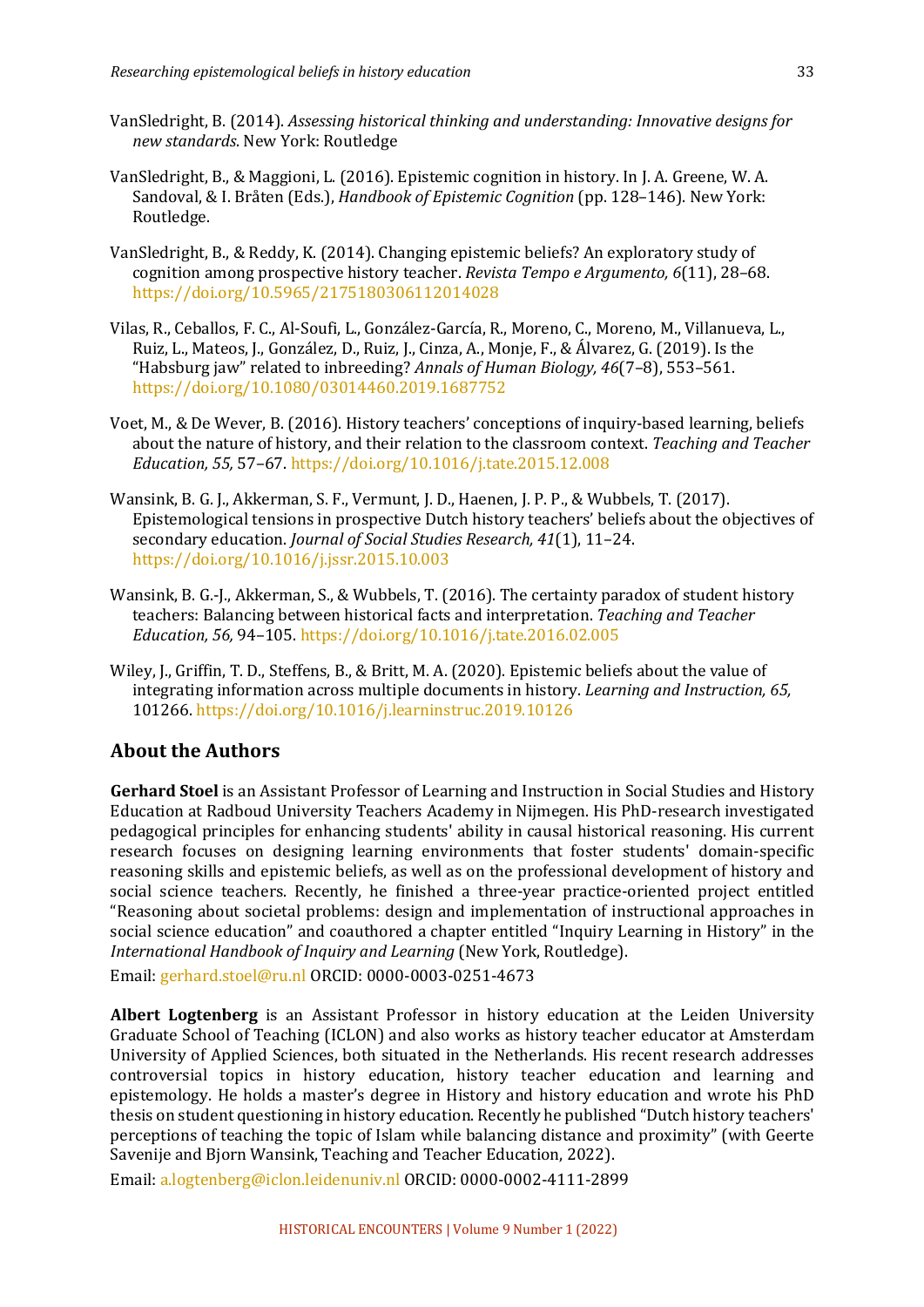VanSledright, B. (2014). *Assessing historical thinking and understanding: Innovative designs for new standards*. New York: Routledge

VanSledright, B., & Maggioni, L. (2016). Epistemic cognition in history. In J. A. Greene, W. A. Sandoval, & I. Bråten (Eds.), *Handbook of Epistemic Cognition* (pp. 128–146). New York: Routledge.

VanSledright, B., & Reddy, K. (2014). Changing epistemic beliefs? An exploratory study of cognition among prospective history teacher. *Revista Tempo e Argumento, 6*(11), 28–68. https://doi.org/10.5965/2175180306112014028

Vilas, R., Ceballos, F. C., Al-Soufi, L., González-García, R., Moreno, C., Moreno, M., Villanueva, L., Ruiz, L., Mateos, J., González, D., Ruiz, J., Cinza, A., Monje, F., & Álvarez, G. (2019). Is the "Habsburg jaw" related to inbreeding? *Annals of Human Biology, 46*(7–8), 553–561. https://doi.org/10.1080/03014460.2019.1687752

Voet, M., & De Wever, B. (2016). History teachers' conceptions of inquiry-based learning, beliefs about the nature of history, and their relation to the classroom context. *Teaching and Teacher Education, 55,* 57–67. https://doi.org/10.1016/j.tate.2015.12.008

Wansink, B. G. J., Akkerman, S. F., Vermunt, J. D., Haenen, J. P. P., & Wubbels, T. (2017). Epistemological tensions in prospective Dutch history teachers' beliefs about the objectives of secondary education. *Journal of Social Studies Research, 41*(1), 11–24. https://doi.org/10.1016/j.jssr.2015.10.003

Wansink, B. G.-J., Akkerman, S., & Wubbels, T. (2016). The certainty paradox of student history teachers: Balancing between historical facts and interpretation. *Teaching and Teacher Education, 56,* 94–105. https://doi.org/10.1016/j.tate.2016.02.005

Wiley, J., Griffin, T. D., Steffens, B., & Britt, M. A. (2020). Epistemic beliefs about the value of integrating information across multiple documents in history. *Learning and Instruction, 65,* 101266. https://doi.org/10.1016/j.learninstruc.2019.10126

## About the Authors

**Gerhard Stoel** is an Assistant Professor of Learning and Instruction in Social Studies and History Education at Radboud University Teachers Academy in Nijmegen. His PhD-research investigated pedagogical principles for enhancing students' ability in causal historical reasoning. His current research focuses on designing learning environments that foster students' domain-specific reasoning skills and epistemic beliefs, as well as on the professional development of history and social science teachers. Recently, he finished a three-year practice-oriented project entitled "Reasoning about societal problems: design and implementation of instructional approaches in social science education" and coauthored a chapter entitled "Inquiry Learning in History" in the *International Handbook of Inquiry and Learning* (New York, Routledge).

Email: gerhard.stoel@ru.nl ORCID: 0000-0003-0251-4673

**Albert Logtenberg** is an Assistant Professor in history education at the Leiden University Graduate School of Teaching (ICLON) and also works as history teacher educator at Amsterdam University of Applied Sciences, both situated in the Netherlands. His recent research addresses controversial topics in history education, history teacher education and learning and epistemology. He holds a master's degree in History and history education and wrote his PhD thesis on student questioning in history education. Recently he published "Dutch history teachers' perceptions of teaching the topic of Islam while balancing distance and proximity" (with Geerte Savenije and Bjorn Wansink, Teaching and Teacher Education, 2022).

Email: a.logtenberg@iclon.leidenuniv.nl ORCID: 0000-0002-4111-2899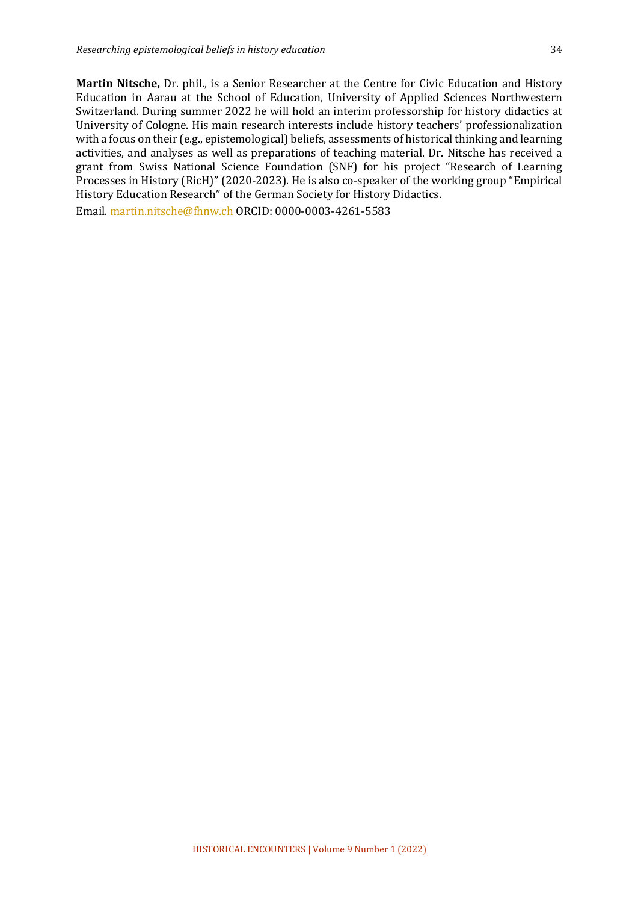**Martin Nitsche,** Dr. phil., is a Senior Researcher at the Centre for Civic Education and History Education in Aarau at the School of Education, University of Applied Sciences Northwestern Switzerland. During summer 2022 he will hold an interim professorship for history didactics at University of Cologne. His main research interests include history teachers' professionalization with a focus on their (e.g., epistemological) beliefs, assessments of historical thinking and learning activities, and analyses as well as preparations of teaching material. Dr. Nitsche has received a grant from Swiss National Science Foundation (SNF) for his project "Research of Learning Processes in History (RicH)" (2020-2023). He is also co-speaker of the working group "Empirical History Education Research" of the German Society for History Didactics.

Email. martin.nitsche@fhnw.ch ORCID: 0000-0003-4261-5583